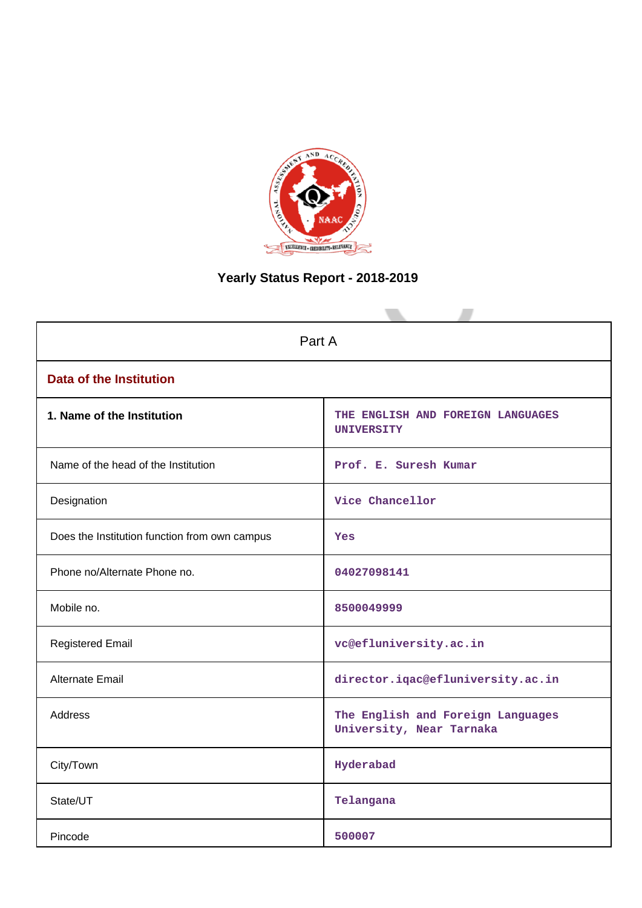# Yearly Status Report - 2018-2019

| Part A | |
|---|---|
| **Data of the Institution** | |
| **1. Name of the Institution** | THE ENGLISH AND FOREIGN LANGUAGES UNIVERSITY |
| Name of the head of the Institution | Prof. E. Suresh Kumar |
| Designation | Vice Chancellor |
| Does the Institution function from own campus | Yes |
| Phone no/Alternate Phone no. | 04027098141 |
| Mobile no. | 8500049999 |
| Registered Email | vc@efluniversity.ac.in |
| Alternate Email | director.iqac@efluniversity.ac.in |
| Address | The English and Foreign Languages University, Near Tarnaka |
| City/Town | Hyderabad |
| State/UT | Telangana |
| Pincode | 500007 |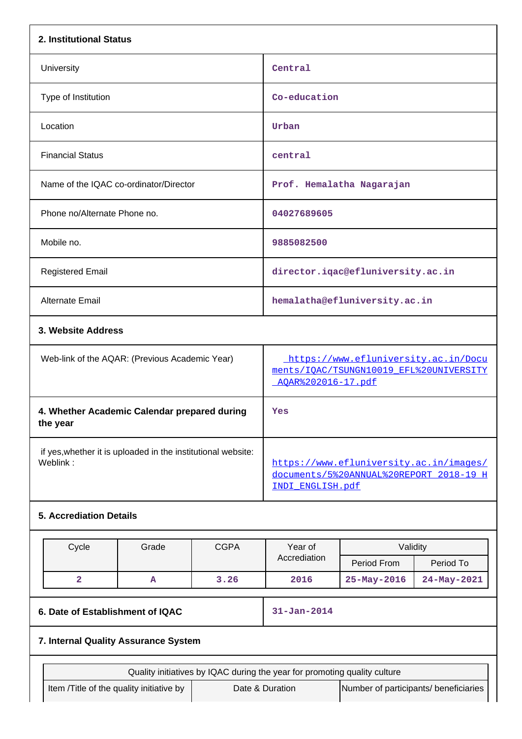## 2. Institutional Status

| | |
|---|---|
| University | Central |
| Type of Institution | Co-education |
| Location | Urban |
| Financial Status | central |
| Name of the IQAC co-ordinator/Director | Prof. Hemalatha Nagarajan |
| Phone no/Alternate Phone no. | 04027689605 |
| Mobile no. | 9885082500 |
| Registered Email | director.iqac@efluniversity.ac.in |
| Alternate Email | hemalatha@efluniversity.ac.in |

## 3. Website Address

| | |
|---|---|
| Web-link of the AQAR: (Previous Academic Year) | https://www.efluniversity.ac.in/Documents/IQAC/TSUNGN10019_EFL%20UNIVERSITY_AQAR%202016-17.pdf |
| **4. Whether Academic Calendar prepared during the year** | Yes |
| if yes,whether it is uploaded in the institutional website: Weblink : | https://www.efluniversity.ac.in/images/documents/5%20ANNUAL%20REPORT_2018-19_HINDI_ENGLISH.pdf |

## 5. Accrediation Details

| Cycle | Grade | CGPA | Year of Accrediation | Validity | |
|---|---|---|---|---|---|
| | | | | Period From | Period To |
| 2 | A | 3.26 | 2016 | 25-May-2016 | 24-May-2021 |

| | |
|---|---|
| **6. Date of Establishment of IQAC** | 31-Jan-2014 |

## 7. Internal Quality Assurance System

| Quality initiatives by IQAC during the year for promoting quality culture | | |
|---|---|---|
| Item /Title of the quality initiative by | Date & Duration | Number of participants/ beneficiaries |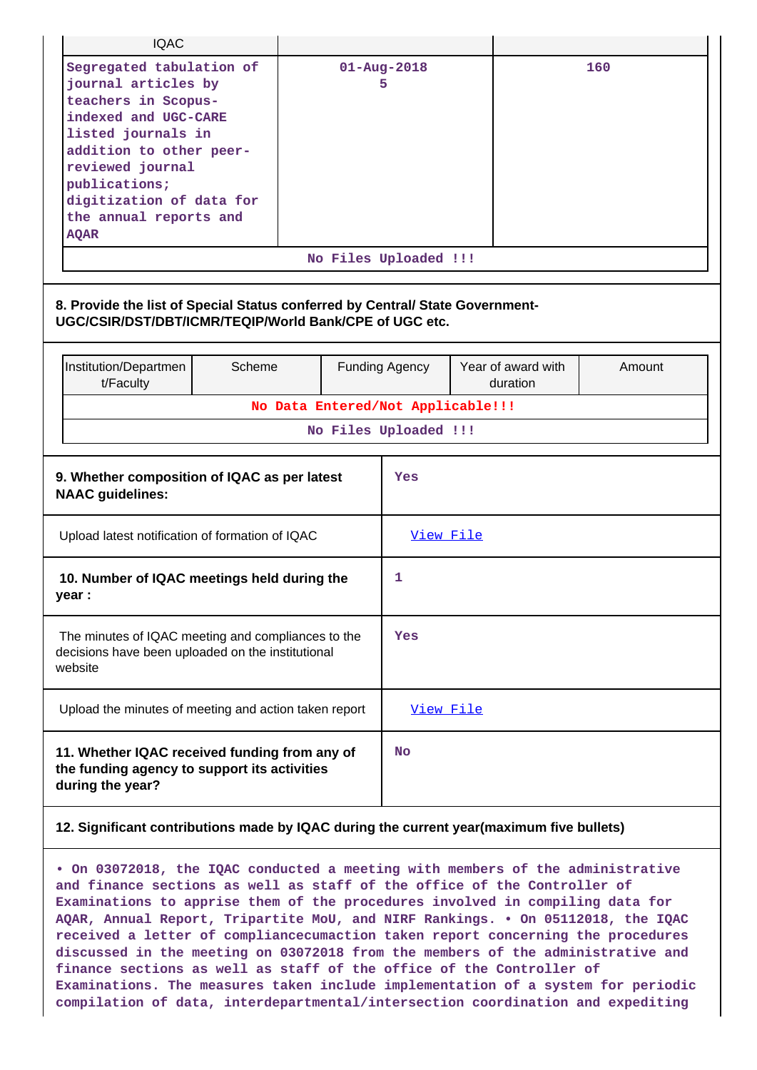| IQAC | | |
|---|---|---|
| Segregated tabulation of journal articles by teachers in Scopus-indexed and UGC-CARE listed journals in addition to other peer-reviewed journal publications; digitization of data for the annual reports and AQAR | 01-Aug-2018<br>5 | 160 |
| No Files Uploaded !!! | | |

**8. Provide the list of Special Status conferred by Central/ State Government-UGC/CSIR/DST/DBT/ICMR/TEQIP/World Bank/CPE of UGC etc.**

| Institution/Department/Faculty | Scheme | Funding Agency | Year of award with duration | Amount |
|---|---|---|---|---|
| No Data Entered/Not Applicable!!! | | | | |
| No Files Uploaded !!! | | | | |

| | |
|---|---|
| **9. Whether composition of IQAC as per latest NAAC guidelines:** | Yes |
| Upload latest notification of formation of IQAC | View File |
| **10. Number of IQAC meetings held during the year :** | 1 |
| The minutes of IQAC meeting and compliances to the decisions have been uploaded on the institutional website | Yes |
| Upload the minutes of meeting and action taken report | View File |
| **11. Whether IQAC received funding from any of the funding agency to support its activities during the year?** | No |

**12. Significant contributions made by IQAC during the current year(maximum five bullets)**

• On 03072018, the IQAC conducted a meeting with members of the administrative and finance sections as well as staff of the office of the Controller of Examinations to apprise them of the procedures involved in compiling data for AQAR, Annual Report, Tripartite MoU, and NIRF Rankings. • On 05112018, the IQAC received a letter of compliancecumaction taken report concerning the procedures discussed in the meeting on 03072018 from the members of the administrative and finance sections as well as staff of the office of the Controller of Examinations. The measures taken include implementation of a system for periodic compilation of data, interdepartmental/intersection coordination and expediting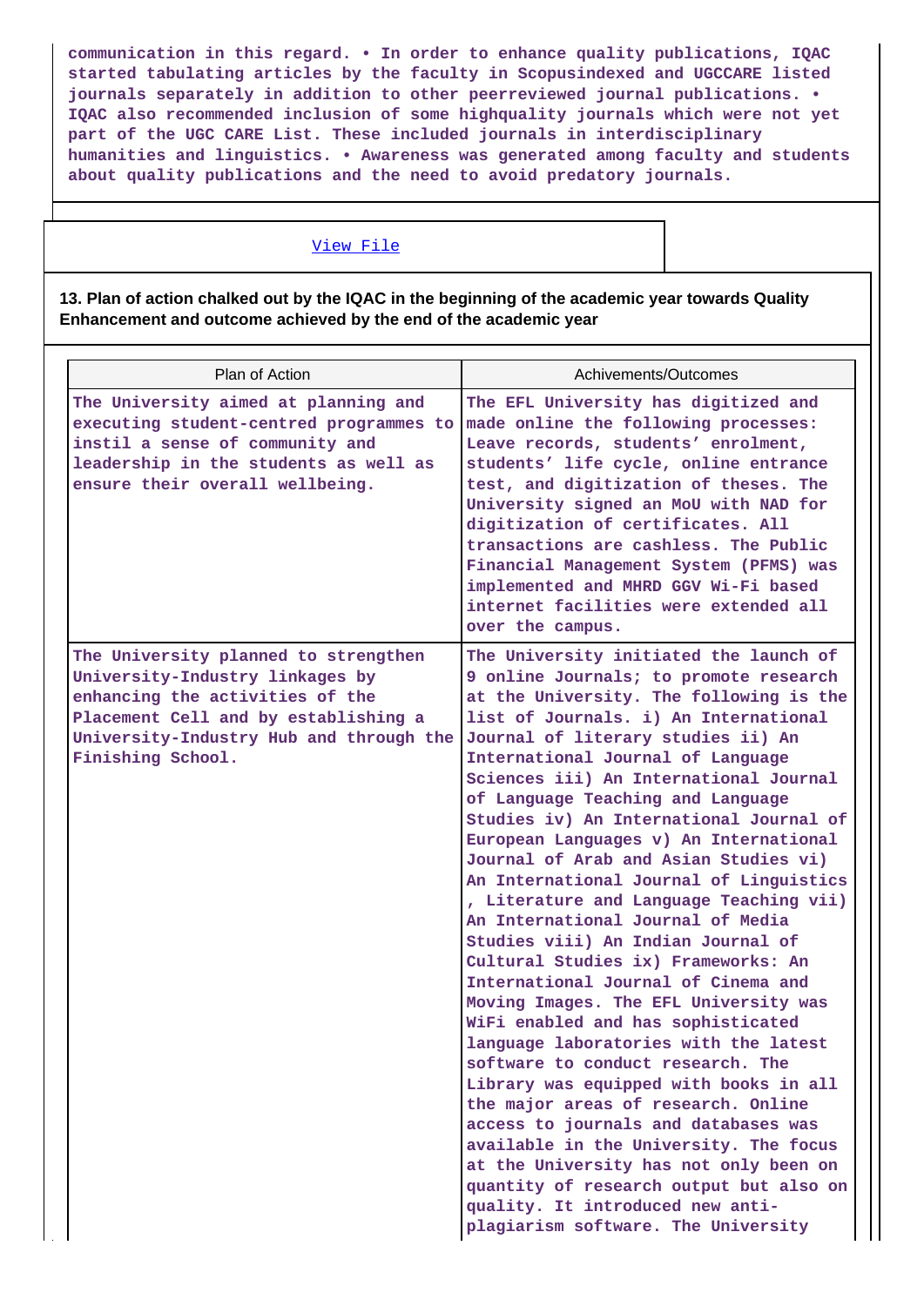communication in this regard. • In order to enhance quality publications, IQAC started tabulating articles by the faculty in Scopusindexed and UGCCARE listed journals separately in addition to other peerreviewed journal publications. • IQAC also recommended inclusion of some highquality journals which were not yet part of the UGC CARE List. These included journals in interdisciplinary humanities and linguistics. • Awareness was generated among faculty and students about quality publications and the need to avoid predatory journals.

View File

**13. Plan of action chalked out by the IQAC in the beginning of the academic year towards Quality Enhancement and outcome achieved by the end of the academic year**

| Plan of Action | Achivements/Outcomes |
|---|---|
| The University aimed at planning and executing student-centred programmes to instil a sense of community and leadership in the students as well as ensure their overall wellbeing. | The EFL University has digitized and made online the following processes: Leave records, students' enrolment, students' life cycle, online entrance test, and digitization of theses. The University signed an MoU with NAD for digitization of certificates. All transactions are cashless. The Public Financial Management System (PFMS) was implemented and MHRD GGV Wi-Fi based internet facilities were extended all over the campus. |
| The University planned to strengthen University-Industry linkages by enhancing the activities of the Placement Cell and by establishing a University-Industry Hub and through the Finishing School. | The University initiated the launch of 9 online Journals; to promote research at the University. The following is the list of Journals. i) An International Journal of literary studies ii) An International Journal of Language Sciences iii) An International Journal of Language Teaching and Language Studies iv) An International Journal of European Languages v) An International Journal of Arab and Asian Studies vi) An International Journal of Linguistics , Literature and Language Teaching vii) An International Journal of Media Studies viii) An Indian Journal of Cultural Studies ix) Frameworks: An International Journal of Cinema and Moving Images. The EFL University was WiFi enabled and has sophisticated language laboratories with the latest software to conduct research. The Library was equipped with books in all the major areas of research. Online access to journals and databases was available in the University. The focus at the University has not only been on quantity of research output but also on quality. It introduced new anti-plagiarism software. The University |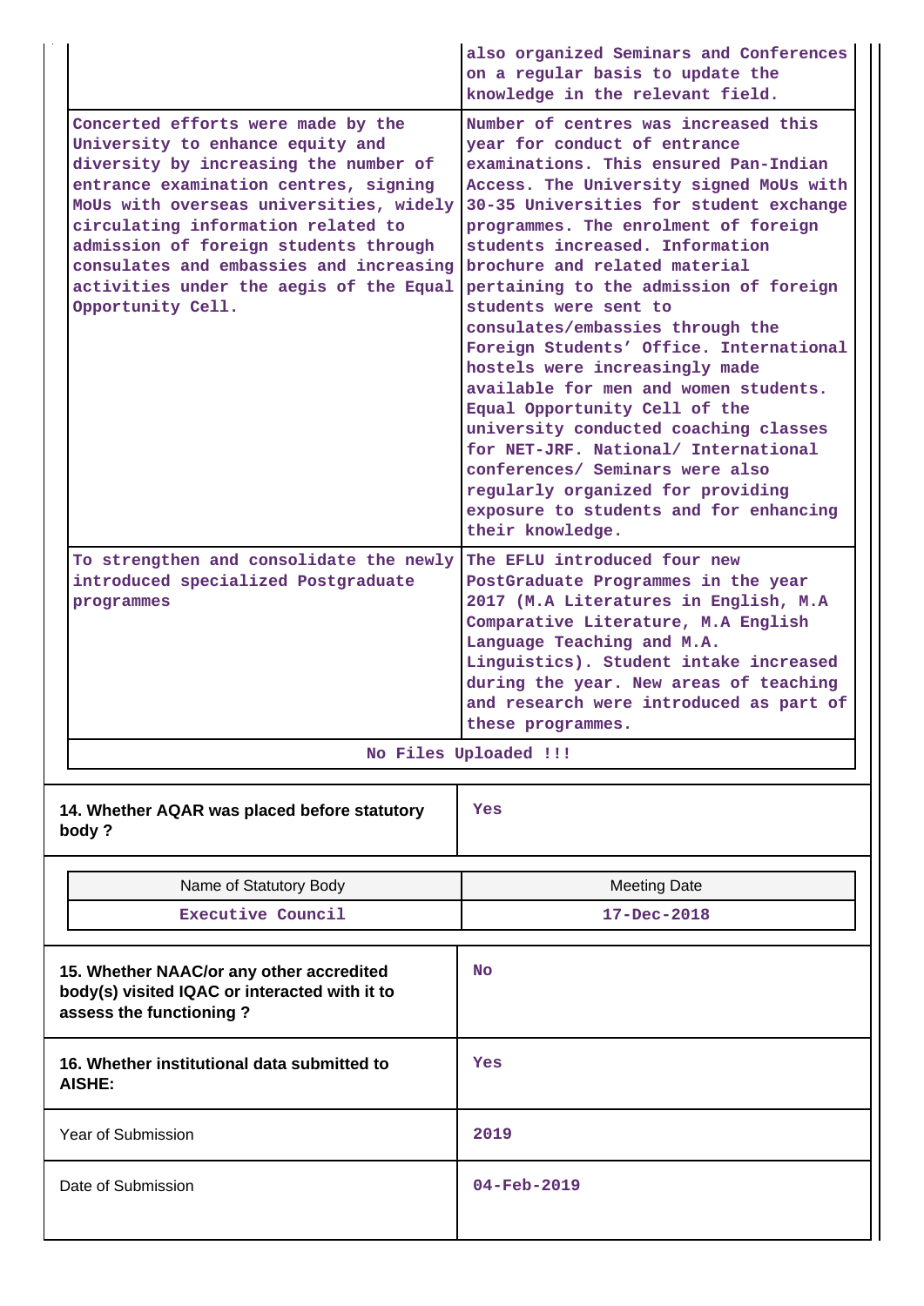| | |
|---|---|
| | also organized Seminars and Conferences on a regular basis to update the knowledge in the relevant field. |
| Concerted efforts were made by the University to enhance equity and diversity by increasing the number of entrance examination centres, signing MoUs with overseas universities, widely circulating information related to admission of foreign students through consulates and embassies and increasing activities under the aegis of the Equal Opportunity Cell. | Number of centres was increased this year for conduct of entrance examinations. This ensured Pan-Indian Access. The University signed MoUs with 30-35 Universities for student exchange programmes. The enrolment of foreign students increased. Information brochure and related material pertaining to the admission of foreign students were sent to consulates/embassies through the Foreign Students' Office. International hostels were increasingly made available for men and women students. Equal Opportunity Cell of the university conducted coaching classes for NET-JRF. National/ International conferences/ Seminars were also regularly organized for providing exposure to students and for enhancing their knowledge. |
| To strengthen and consolidate the newly introduced specialized Postgraduate programmes | The EFLU introduced four new PostGraduate Programmes in the year 2017 (M.A Literatures in English, M.A Comparative Literature, M.A English Language Teaching and M.A. Linguistics). Student intake increased during the year. New areas of teaching and research were introduced as part of these programmes. |

No Files Uploaded !!!

| | |
|---|---|
| **14. Whether AQAR was placed before statutory body ?** | Yes |

| Name of Statutory Body | Meeting Date |
|---|---|
| Executive Council | 17-Dec-2018 |

| | |
|---|---|
| **15. Whether NAAC/or any other accredited body(s) visited IQAC or interacted with it to assess the functioning ?** | No |
| **16. Whether institutional data submitted to AISHE:** | Yes |
| Year of Submission | 2019 |
| Date of Submission | 04-Feb-2019 |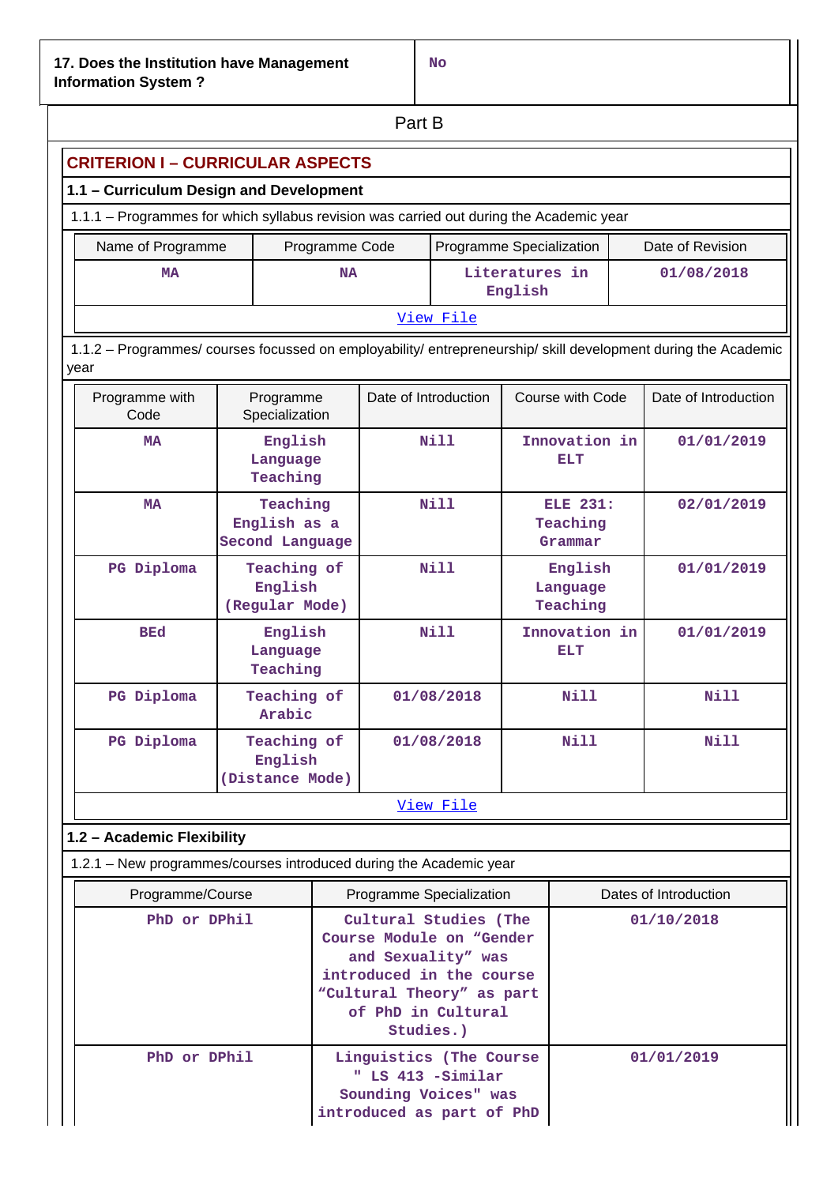| 17. Does the Institution have Management Information System ? | No |
|---|---|

## Part B

### CRITERION I – CURRICULAR ASPECTS

#### 1.1 – Curriculum Design and Development

1.1.1 – Programmes for which syllabus revision was carried out during the Academic year

| Name of Programme | Programme Code | Programme Specialization | Date of Revision |
|---|---|---|---|
| MA | NA | Literatures in English | 01/08/2018 |

View File

1.1.2 – Programmes/ courses focussed on employability/ entrepreneurship/ skill development during the Academic year

| Programme with Code | Programme Specialization | Date of Introduction | Course with Code | Date of Introduction |
|---|---|---|---|---|
| MA | English Language Teaching | Nill | Innovation in ELT | 01/01/2019 |
| MA | Teaching English as a Second Language | Nill | ELE 231: Teaching Grammar | 02/01/2019 |
| PG Diploma | Teaching of English (Regular Mode) | Nill | English Language Teaching | 01/01/2019 |
| BEd | English Language Teaching | Nill | Innovation in ELT | 01/01/2019 |
| PG Diploma | Teaching of Arabic | 01/08/2018 | Nill | Nill |
| PG Diploma | Teaching of English (Distance Mode) | 01/08/2018 | Nill | Nill |

View File

#### 1.2 – Academic Flexibility

1.2.1 – New programmes/courses introduced during the Academic year

| Programme/Course | Programme Specialization | Dates of Introduction |
|---|---|---|
| PhD or DPhil | Cultural Studies (The Course Module on “Gender and Sexuality” was introduced in the course “Cultural Theory” as part of PhD in Cultural Studies.) | 01/10/2018 |
| PhD or DPhil | Linguistics (The Course " LS 413 -Similar Sounding Voices" was introduced as part of PhD | 01/01/2019 |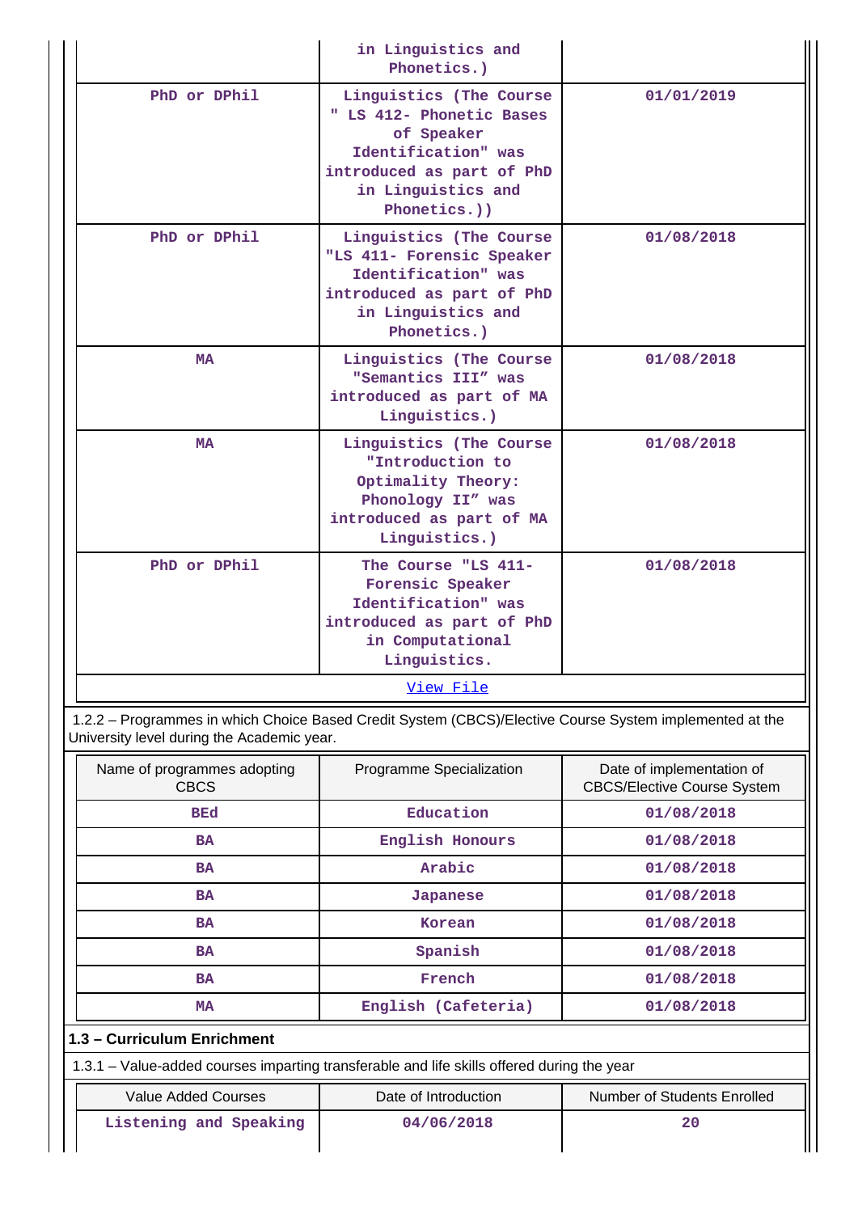|  | in Linguistics and Phonetics.) |  |
|---|---|---|
| PhD or DPhil | Linguistics (The Course " LS 412- Phonetic Bases of Speaker Identification" was introduced as part of PhD in Linguistics and Phonetics.)) | 01/01/2019 |
| PhD or DPhil | Linguistics (The Course "LS 411- Forensic Speaker Identification" was introduced as part of PhD in Linguistics and Phonetics.) | 01/08/2018 |
| MA | Linguistics (The Course "Semantics III" was introduced as part of MA Linguistics.) | 01/08/2018 |
| MA | Linguistics (The Course "Introduction to Optimality Theory: Phonology II" was introduced as part of MA Linguistics.) | 01/08/2018 |
| PhD or DPhil | The Course "LS 411- Forensic Speaker Identification" was introduced as part of PhD in Computational Linguistics. | 01/08/2018 |

View File

1.2.2 – Programmes in which Choice Based Credit System (CBCS)/Elective Course System implemented at the University level during the Academic year.

| Name of programmes adopting CBCS | Programme Specialization | Date of implementation of CBCS/Elective Course System |
|---|---|---|
| BEd | Education | 01/08/2018 |
| BA | English Honours | 01/08/2018 |
| BA | Arabic | 01/08/2018 |
| BA | Japanese | 01/08/2018 |
| BA | Korean | 01/08/2018 |
| BA | Spanish | 01/08/2018 |
| BA | French | 01/08/2018 |
| MA | English (Cafeteria) | 01/08/2018 |

**1.3 – Curriculum Enrichment**

1.3.1 – Value-added courses imparting transferable and life skills offered during the year

| Value Added Courses | Date of Introduction | Number of Students Enrolled |
|---|---|---|
| Listening and Speaking | 04/06/2018 | 20 |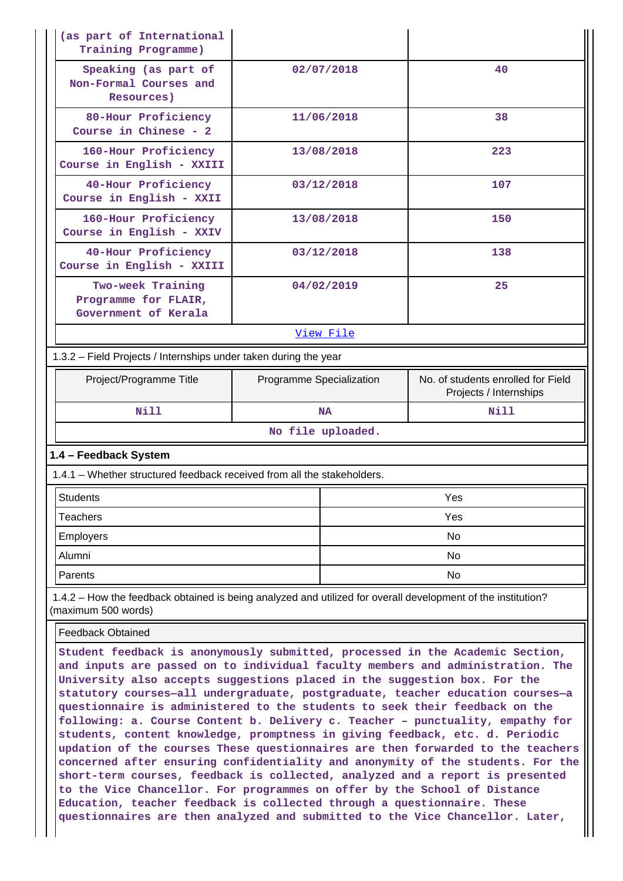| | | |
|---|---|---|
| (as part of International Training Programme) | | |
| Speaking (as part of Non-Formal Courses and Resources) | 02/07/2018 | 40 |
| 80-Hour Proficiency Course in Chinese - 2 | 11/06/2018 | 38 |
| 160-Hour Proficiency Course in English - XXIII | 13/08/2018 | 223 |
| 40-Hour Proficiency Course in English - XXII | 03/12/2018 | 107 |
| 160-Hour Proficiency Course in English - XXIV | 13/08/2018 | 150 |
| 40-Hour Proficiency Course in English - XXIII | 03/12/2018 | 138 |
| Two-week Training Programme for FLAIR, Government of Kerala | 04/02/2019 | 25 |

View File

1.3.2 – Field Projects / Internships under taken during the year

| Project/Programme Title | Programme Specialization | No. of students enrolled for Field Projects / Internships |
|---|---|---|
| Nill | NA | Nill |

No file uploaded.

### 1.4 – Feedback System

1.4.1 – Whether structured feedback received from all the stakeholders.

| | |
|---|---|
| Students | Yes |
| Teachers | Yes |
| Employers | No |
| Alumni | No |
| Parents | No |

1.4.2 – How the feedback obtained is being analyzed and utilized for overall development of the institution? (maximum 500 words)

Feedback Obtained

Student feedback is anonymously submitted, processed in the Academic Section, and inputs are passed on to individual faculty members and administration. The University also accepts suggestions placed in the suggestion box. For the statutory courses—all undergraduate, postgraduate, teacher education courses—a questionnaire is administered to the students to seek their feedback on the following: a. Course Content b. Delivery c. Teacher – punctuality, empathy for students, content knowledge, promptness in giving feedback, etc. d. Periodic updation of the courses These questionnaires are then forwarded to the teachers concerned after ensuring confidentiality and anonymity of the students. For the short-term courses, feedback is collected, analyzed and a report is presented to the Vice Chancellor. For programmes on offer by the School of Distance Education, teacher feedback is collected through a questionnaire. These questionnaires are then analyzed and submitted to the Vice Chancellor. Later,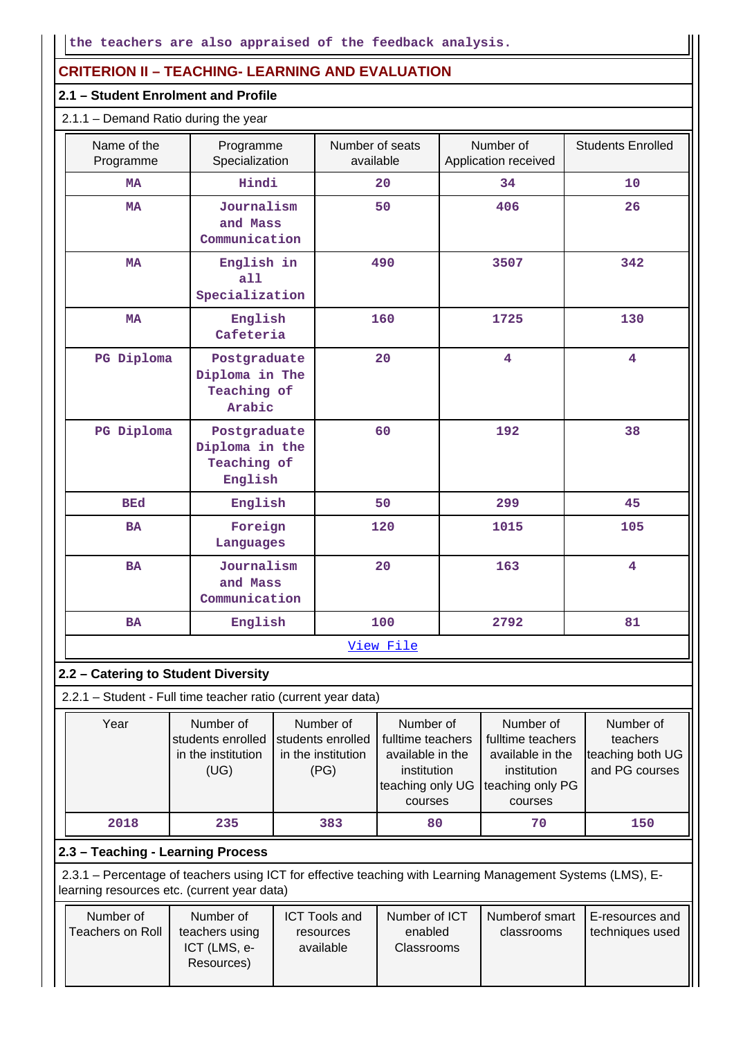the teachers are also appraised of the feedback analysis.

## CRITERION II – TEACHING- LEARNING AND EVALUATION

### 2.1 – Student Enrolment and Profile

2.1.1 – Demand Ratio during the year

| Name of the Programme | Programme Specialization | Number of seats available | Number of Application received | Students Enrolled |
|---|---|---|---|---|
| MA | Hindi | 20 | 34 | 10 |
| MA | Journalism and Mass Communication | 50 | 406 | 26 |
| MA | English in all Specialization | 490 | 3507 | 342 |
| MA | English Cafeteria | 160 | 1725 | 130 |
| PG Diploma | Postgraduate Diploma in The Teaching of Arabic | 20 | 4 | 4 |
| PG Diploma | Postgraduate Diploma in the Teaching of English | 60 | 192 | 38 |
| BEd | English | 50 | 299 | 45 |
| BA | Foreign Languages | 120 | 1015 | 105 |
| BA | Journalism and Mass Communication | 20 | 163 | 4 |
| BA | English | 100 | 2792 | 81 |

View File

### 2.2 – Catering to Student Diversity

2.2.1 – Student - Full time teacher ratio (current year data)

| Year | Number of students enrolled in the institution (UG) | Number of students enrolled in the institution (PG) | Number of fulltime teachers available in the institution teaching only UG courses | Number of fulltime teachers available in the institution teaching only PG courses | Number of teachers teaching both UG and PG courses |
|---|---|---|---|---|---|
| 2018 | 235 | 383 | 80 | 70 | 150 |

### 2.3 – Teaching - Learning Process

2.3.1 – Percentage of teachers using ICT for effective teaching with Learning Management Systems (LMS), E-learning resources etc. (current year data)

| Number of Teachers on Roll | Number of teachers using ICT (LMS, e-Resources) | ICT Tools and resources available | Number of ICT enabled Classrooms | Numberof smart classrooms | E-resources and techniques used |
|---|---|---|---|---|---|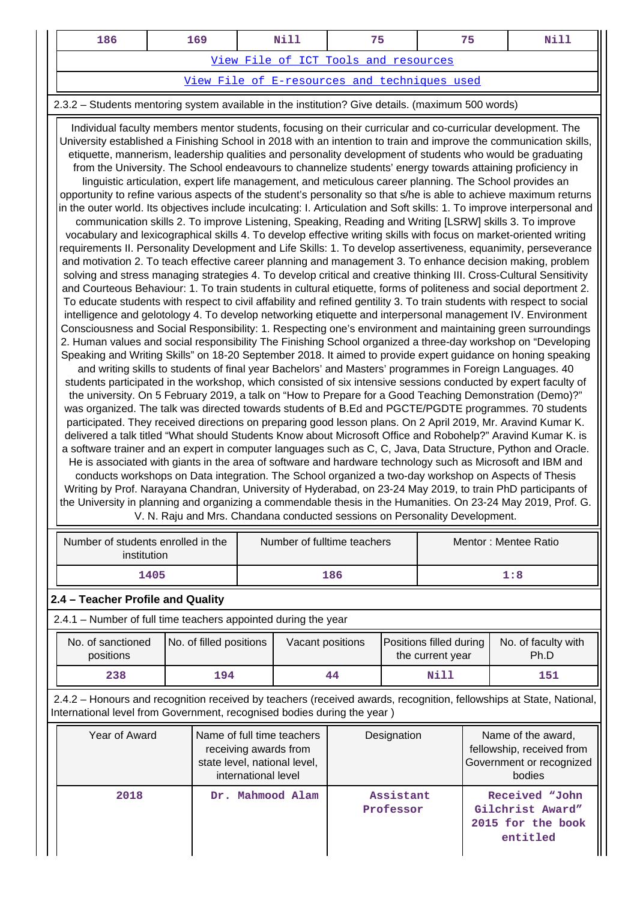| 186 | 169 | Nill | 75 | 75 | Nill |
|---|---|---|---|---|---|
| View File of ICT Tools and resources | | | | | |
| View File of E-resources and techniques used | | | | | |

2.3.2 – Students mentoring system available in the institution? Give details. (maximum 500 words)

Individual faculty members mentor students, focusing on their curricular and co-curricular development. The University established a Finishing School in 2018 with an intention to train and improve the communication skills, etiquette, mannerism, leadership qualities and personality development of students who would be graduating from the University. The School endeavours to channelize students' energy towards attaining proficiency in linguistic articulation, expert life management, and meticulous career planning. The School provides an opportunity to refine various aspects of the student's personality so that s/he is able to achieve maximum returns in the outer world. Its objectives include inculcating: I. Articulation and Soft skills: 1. To improve interpersonal and communication skills 2. To improve Listening, Speaking, Reading and Writing [LSRW] skills 3. To improve vocabulary and lexicographical skills 4. To develop effective writing skills with focus on market-oriented writing requirements II. Personality Development and Life Skills: 1. To develop assertiveness, equanimity, perseverance and motivation 2. To teach effective career planning and management 3. To enhance decision making, problem solving and stress managing strategies 4. To develop critical and creative thinking III. Cross-Cultural Sensitivity and Courteous Behaviour: 1. To train students in cultural etiquette, forms of politeness and social deportment 2. To educate students with respect to civil affability and refined gentility 3. To train students with respect to social intelligence and gelotology 4. To develop networking etiquette and interpersonal management IV. Environment Consciousness and Social Responsibility: 1. Respecting one's environment and maintaining green surroundings 2. Human values and social responsibility The Finishing School organized a three-day workshop on "Developing Speaking and Writing Skills" on 18-20 September 2018. It aimed to provide expert guidance on honing speaking and writing skills to students of final year Bachelors' and Masters' programmes in Foreign Languages. 40 students participated in the workshop, which consisted of six intensive sessions conducted by expert faculty of the university. On 5 February 2019, a talk on "How to Prepare for a Good Teaching Demonstration (Demo)?" was organized. The talk was directed towards students of B.Ed and PGCTE/PGDTE programmes. 70 students participated. They received directions on preparing good lesson plans. On 2 April 2019, Mr. Aravind Kumar K. delivered a talk titled "What should Students Know about Microsoft Office and Robohelp?" Aravind Kumar K. is a software trainer and an expert in computer languages such as C, C, Java, Data Structure, Python and Oracle. He is associated with giants in the area of software and hardware technology such as Microsoft and IBM and conducts workshops on Data integration. The School organized a two-day workshop on Aspects of Thesis Writing by Prof. Narayana Chandran, University of Hyderabad, on 23-24 May 2019, to train PhD participants of the University in planning and organizing a commendable thesis in the Humanities. On 23-24 May 2019, Prof. G. V. N. Raju and Mrs. Chandana conducted sessions on Personality Development.

| Number of students enrolled in the institution | Number of fulltime teachers | Mentor : Mentee Ratio |
|---|---|---|
| 1405 | 186 | 1:8 |

## 2.4 – Teacher Profile and Quality

2.4.1 – Number of full time teachers appointed during the year

| No. of sanctioned positions | No. of filled positions | Vacant positions | Positions filled during the current year | No. of faculty with Ph.D |
|---|---|---|---|---|
| 238 | 194 | 44 | Nill | 151 |

2.4.2 – Honours and recognition received by teachers (received awards, recognition, fellowships at State, National, International level from Government, recognised bodies during the year )

| Year of Award | Name of full time teachers receiving awards from state level, national level, international level | Designation | Name of the award, fellowship, received from Government or recognized bodies |
|---|---|---|---|
| 2018 | Dr. Mahmood Alam | Assistant Professor | Received "John Gilchrist Award" 2015 for the book entitled |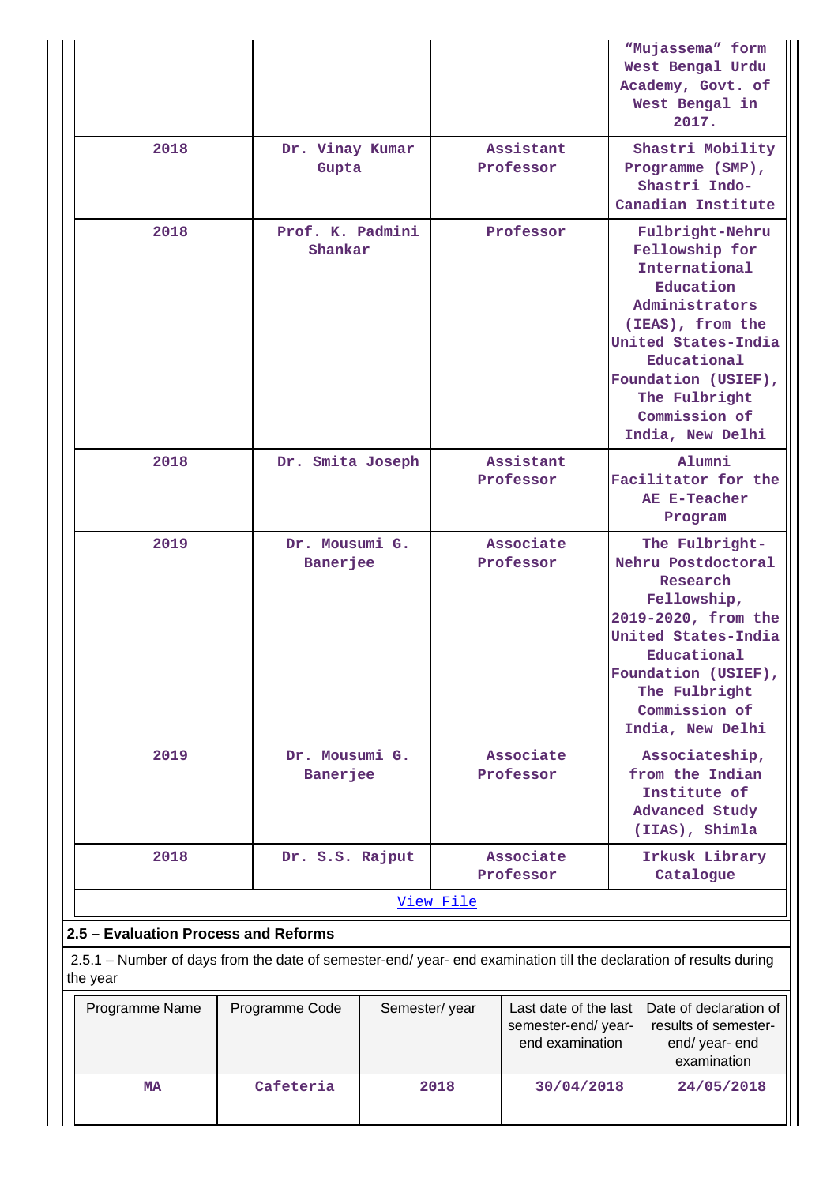| | | | |
|---|---|---|---|
| | | | "Mujassema" form West Bengal Urdu Academy, Govt. of West Bengal in 2017. |
| 2018 | Dr. Vinay Kumar Gupta | Assistant Professor | Shastri Mobility Programme (SMP), Shastri Indo-Canadian Institute |
| 2018 | Prof. K. Padmini Shankar | Professor | Fulbright-Nehru Fellowship for International Education Administrators (IEAS), from the United States-India Educational Foundation (USIEF), The Fulbright Commission of India, New Delhi |
| 2018 | Dr. Smita Joseph | Assistant Professor | Alumni Facilitator for the AE E-Teacher Program |
| 2019 | Dr. Mousumi G. Banerjee | Associate Professor | The Fulbright-Nehru Postdoctoral Research Fellowship, 2019-2020, from the United States-India Educational Foundation (USIEF), The Fulbright Commission of India, New Delhi |
| 2019 | Dr. Mousumi G. Banerjee | Associate Professor | Associateship, from the Indian Institute of Advanced Study (IIAS), Shimla |
| 2018 | Dr. S.S. Rajput | Associate Professor | Irkusk Library Catalogue |

View File

## 2.5 – Evaluation Process and Reforms

2.5.1 – Number of days from the date of semester-end/ year- end examination till the declaration of results during the year

| Programme Name | Programme Code | Semester/ year | Last date of the last semester-end/ year- end examination | Date of declaration of results of semester-end/ year- end examination |
|---|---|---|---|---|
| MA | Cafeteria | 2018 | 30/04/2018 | 24/05/2018 |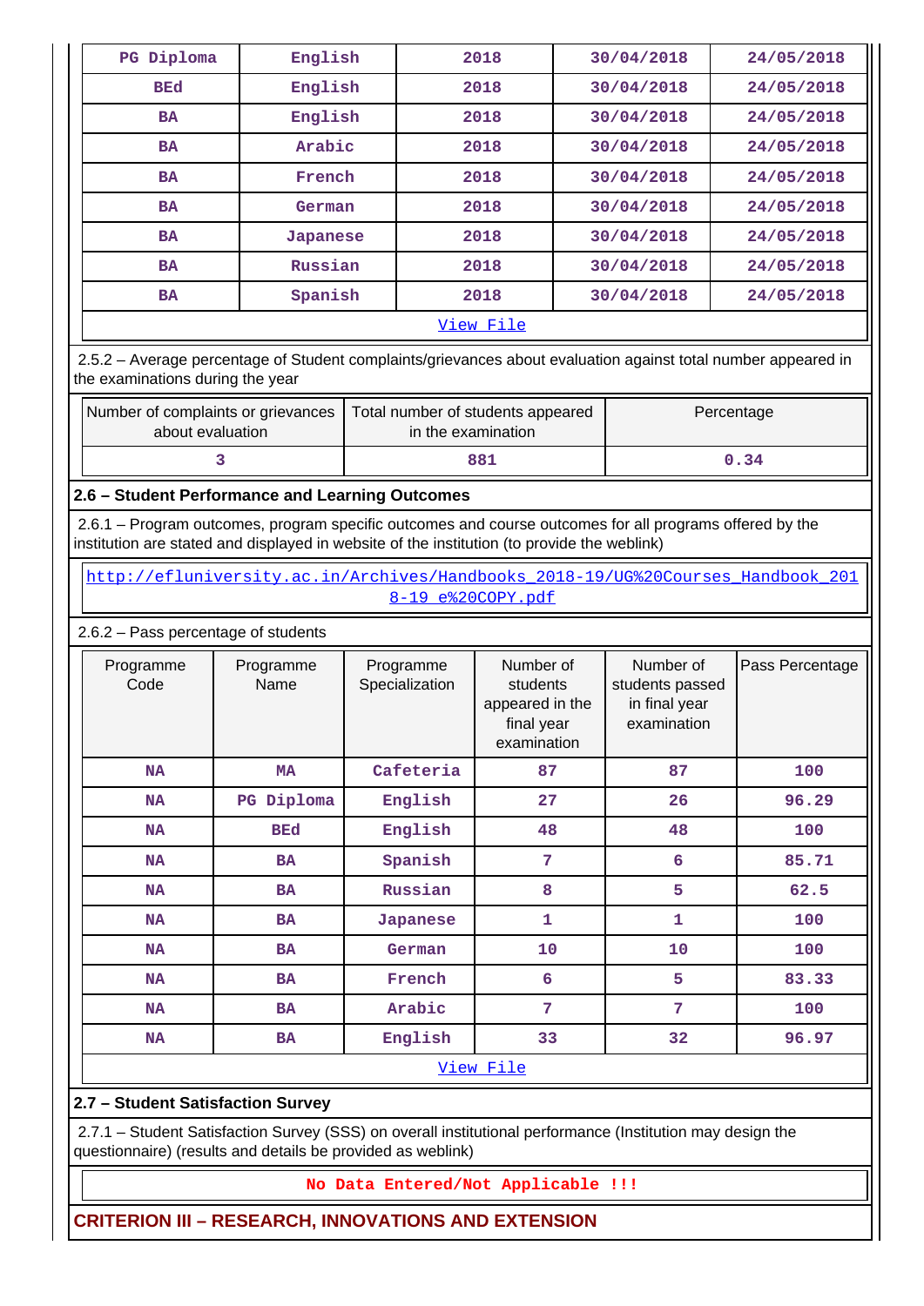| PG Diploma | English | 2018 | 30/04/2018 | 24/05/2018 |
|---|---|---|---|---|
| BEd | English | 2018 | 30/04/2018 | 24/05/2018 |
| BA | English | 2018 | 30/04/2018 | 24/05/2018 |
| BA | Arabic | 2018 | 30/04/2018 | 24/05/2018 |
| BA | French | 2018 | 30/04/2018 | 24/05/2018 |
| BA | German | 2018 | 30/04/2018 | 24/05/2018 |
| BA | Japanese | 2018 | 30/04/2018 | 24/05/2018 |
| BA | Russian | 2018 | 30/04/2018 | 24/05/2018 |
| BA | Spanish | 2018 | 30/04/2018 | 24/05/2018 |

View File

2.5.2 – Average percentage of Student complaints/grievances about evaluation against total number appeared in the examinations during the year

| Number of complaints or grievances about evaluation | Total number of students appeared in the examination | Percentage |
|---|---|---|
| 3 | 881 | 0.34 |

## 2.6 – Student Performance and Learning Outcomes

2.6.1 – Program outcomes, program specific outcomes and course outcomes for all programs offered by the institution are stated and displayed in website of the institution (to provide the weblink)

http://efluniversity.ac.in/Archives/Handbooks_2018-19/UG%20Courses_Handbook_2018-19_e%20COPY.pdf

2.6.2 – Pass percentage of students

| Programme Code | Programme Name | Programme Specialization | Number of students appeared in the final year examination | Number of students passed in final year examination | Pass Percentage |
|---|---|---|---|---|---|
| NA | MA | Cafeteria | 87 | 87 | 100 |
| NA | PG Diploma | English | 27 | 26 | 96.29 |
| NA | BEd | English | 48 | 48 | 100 |
| NA | BA | Spanish | 7 | 6 | 85.71 |
| NA | BA | Russian | 8 | 5 | 62.5 |
| NA | BA | Japanese | 1 | 1 | 100 |
| NA | BA | German | 10 | 10 | 100 |
| NA | BA | French | 6 | 5 | 83.33 |
| NA | BA | Arabic | 7 | 7 | 100 |
| NA | BA | English | 33 | 32 | 96.97 |

View File

## 2.7 – Student Satisfaction Survey

2.7.1 – Student Satisfaction Survey (SSS) on overall institutional performance (Institution may design the questionnaire) (results and details be provided as weblink)

No Data Entered/Not Applicable !!!

## CRITERION III – RESEARCH, INNOVATIONS AND EXTENSION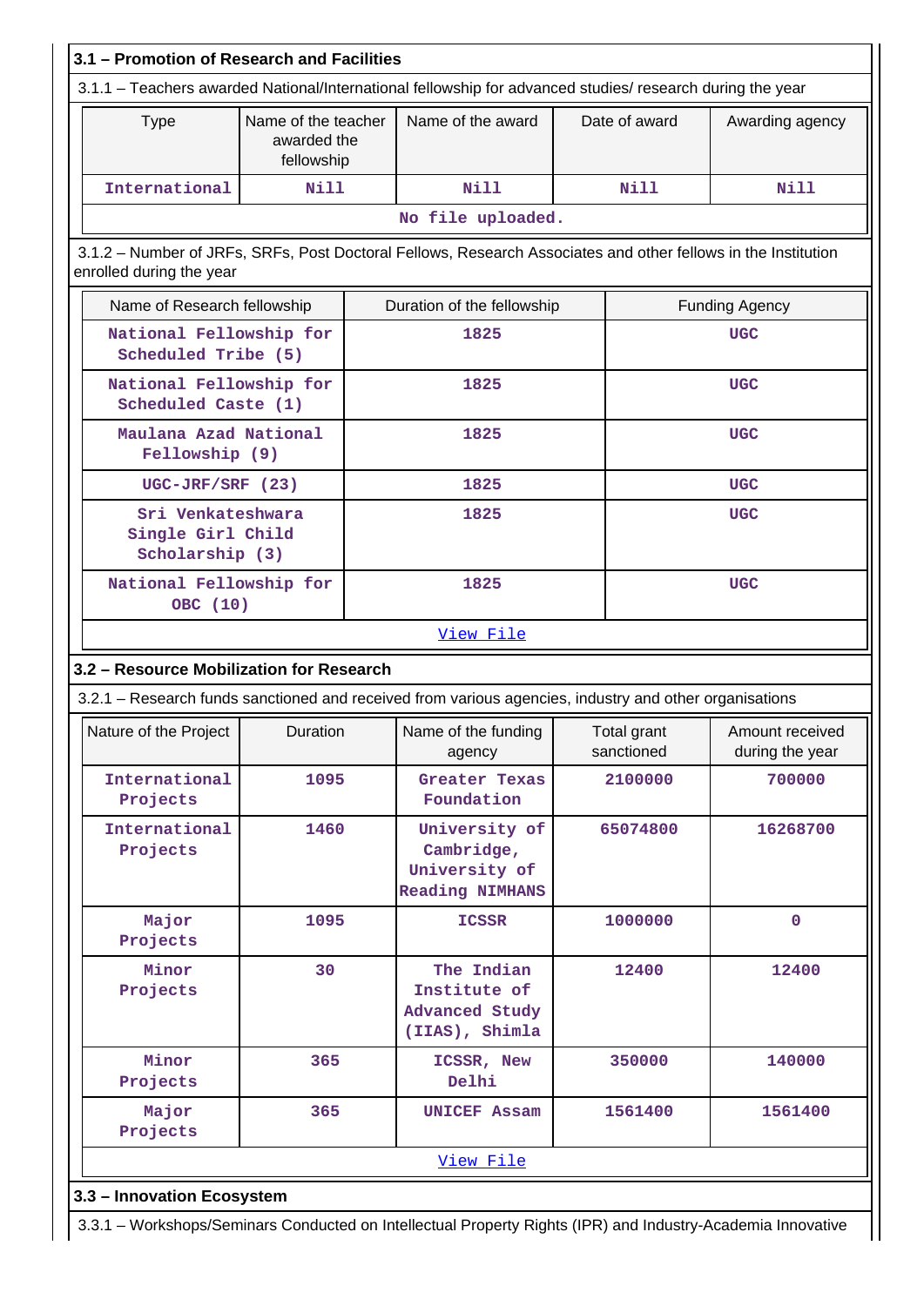## 3.1 – Promotion of Research and Facilities

3.1.1 – Teachers awarded National/International fellowship for advanced studies/ research during the year

| Type | Name of the teacher awarded the fellowship | Name of the award | Date of award | Awarding agency |
|---|---|---|---|---|
| International | Nill | Nill | Nill | Nill |
| No file uploaded. | | | | |

3.1.2 – Number of JRFs, SRFs, Post Doctoral Fellows, Research Associates and other fellows in the Institution enrolled during the year

| Name of Research fellowship | Duration of the fellowship | Funding Agency |
|---|---|---|
| National Fellowship for Scheduled Tribe (5) | 1825 | UGC |
| National Fellowship for Scheduled Caste (1) | 1825 | UGC |
| Maulana Azad National Fellowship (9) | 1825 | UGC |
| UGC-JRF/SRF (23) | 1825 | UGC |
| Sri Venkateshwara Single Girl Child Scholarship (3) | 1825 | UGC |
| National Fellowship for OBC (10) | 1825 | UGC |
| View File | | |

## 3.2 – Resource Mobilization for Research

3.2.1 – Research funds sanctioned and received from various agencies, industry and other organisations

| Nature of the Project | Duration | Name of the funding agency | Total grant sanctioned | Amount received during the year |
|---|---|---|---|---|
| International Projects | 1095 | Greater Texas Foundation | 2100000 | 700000 |
| International Projects | 1460 | University of Cambridge, University of Reading NIMHANS | 65074800 | 16268700 |
| Major Projects | 1095 | ICSSR | 1000000 | 0 |
| Minor Projects | 30 | The Indian Institute of Advanced Study (IIAS), Shimla | 12400 | 12400 |
| Minor Projects | 365 | ICSSR, New Delhi | 350000 | 140000 |
| Major Projects | 365 | UNICEF Assam | 1561400 | 1561400 |
| View File | | | | |

## 3.3 – Innovation Ecosystem

3.3.1 – Workshops/Seminars Conducted on Intellectual Property Rights (IPR) and Industry-Academia Innovative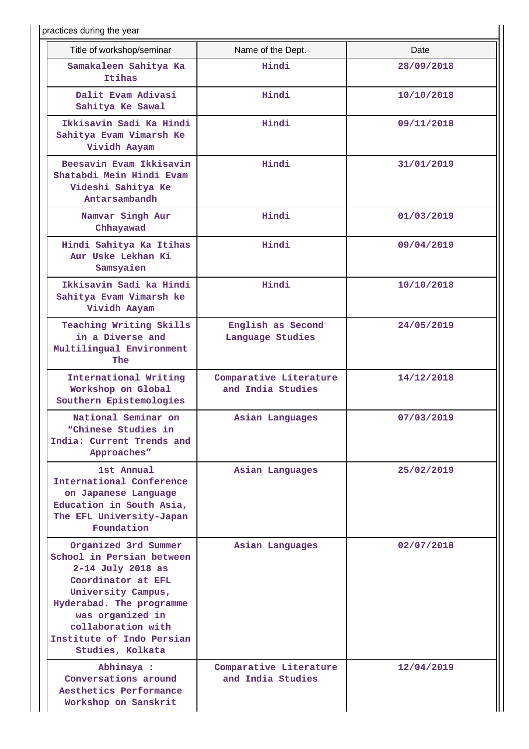practices during the year

| Title of workshop/seminar | Name of the Dept. | Date |
|---|---|---|
| Samakaleen Sahitya Ka Itihas | Hindi | 28/09/2018 |
| Dalit Evam Adivasi Sahitya Ke Sawal | Hindi | 10/10/2018 |
| Ikkisavin Sadi Ka Hindi Sahitya Evam Vimarsh Ke Vividh Aayam | Hindi | 09/11/2018 |
| Beesavin Evam Ikkisavin Shatabdi Mein Hindi Evam Videshi Sahitya Ke Antarsambandh | Hindi | 31/01/2019 |
| Namvar Singh Aur Chhayawad | Hindi | 01/03/2019 |
| Hindi Sahitya Ka Itihas Aur Uske Lekhan Ki Samsyaien | Hindi | 09/04/2019 |
| Ikkisavin Sadi ka Hindi Sahitya Evam Vimarsh ke Vividh Aayam | Hindi | 10/10/2018 |
| Teaching Writing Skills in a Diverse and Multilingual Environment The | English as Second Language Studies | 24/05/2019 |
| International Writing Workshop on Global Southern Epistemologies | Comparative Literature and India Studies | 14/12/2018 |
| National Seminar on "Chinese Studies in India: Current Trends and Approaches" | Asian Languages | 07/03/2019 |
| 1st Annual International Conference on Japanese Language Education in South Asia, The EFL University-Japan Foundation | Asian Languages | 25/02/2019 |
| Organized 3rd Summer School in Persian between 2-14 July 2018 as Coordinator at EFL University Campus, Hyderabad. The programme was organized in collaboration with Institute of Indo Persian Studies, Kolkata | Asian Languages | 02/07/2018 |
| Abhinaya : Conversations around Aesthetics Performance Workshop on Sanskrit | Comparative Literature and India Studies | 12/04/2019 |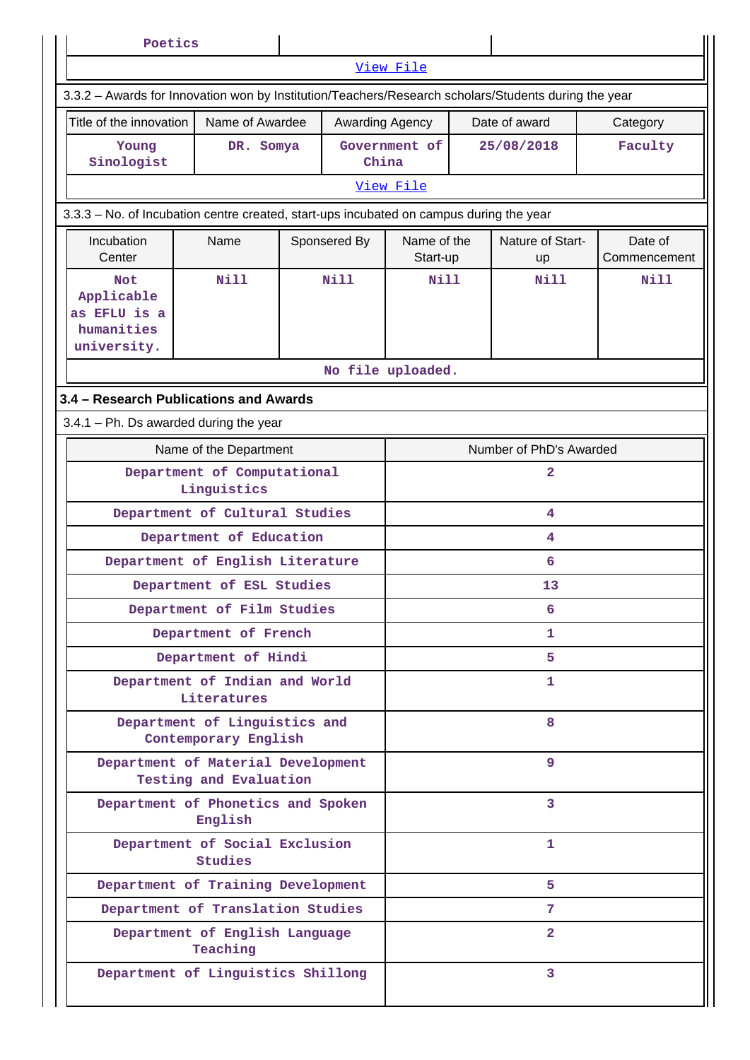| Poetics | | |
|---|---|---|

View File

3.3.2 – Awards for Innovation won by Institution/Teachers/Research scholars/Students during the year

| Title of the innovation | Name of Awardee | Awarding Agency | Date of award | Category |
|---|---|---|---|---|
| Young Sinologist | DR. Somya | Government of China | 25/08/2018 | Faculty |

View File

3.3.3 – No. of Incubation centre created, start-ups incubated on campus during the year

| Incubation Center | Name | Sponsered By | Name of the Start-up | Nature of Start-up | Date of Commencement |
|---|---|---|---|---|---|
| Not Applicable as EFLU is a humanities university. | Nill | Nill | Nill | Nill | Nill |

No file uploaded.

### 3.4 – Research Publications and Awards

3.4.1 – Ph. Ds awarded during the year

| Name of the Department | Number of PhD's Awarded |
|---|---|
| Department of Computational Linguistics | 2 |
| Department of Cultural Studies | 4 |
| Department of Education | 4 |
| Department of English Literature | 6 |
| Department of ESL Studies | 13 |
| Department of Film Studies | 6 |
| Department of French | 1 |
| Department of Hindi | 5 |
| Department of Indian and World Literatures | 1 |
| Department of Linguistics and Contemporary English | 8 |
| Department of Material Development Testing and Evaluation | 9 |
| Department of Phonetics and Spoken English | 3 |
| Department of Social Exclusion Studies | 1 |
| Department of Training Development | 5 |
| Department of Translation Studies | 7 |
| Department of English Language Teaching | 2 |
| Department of Linguistics Shillong | 3 |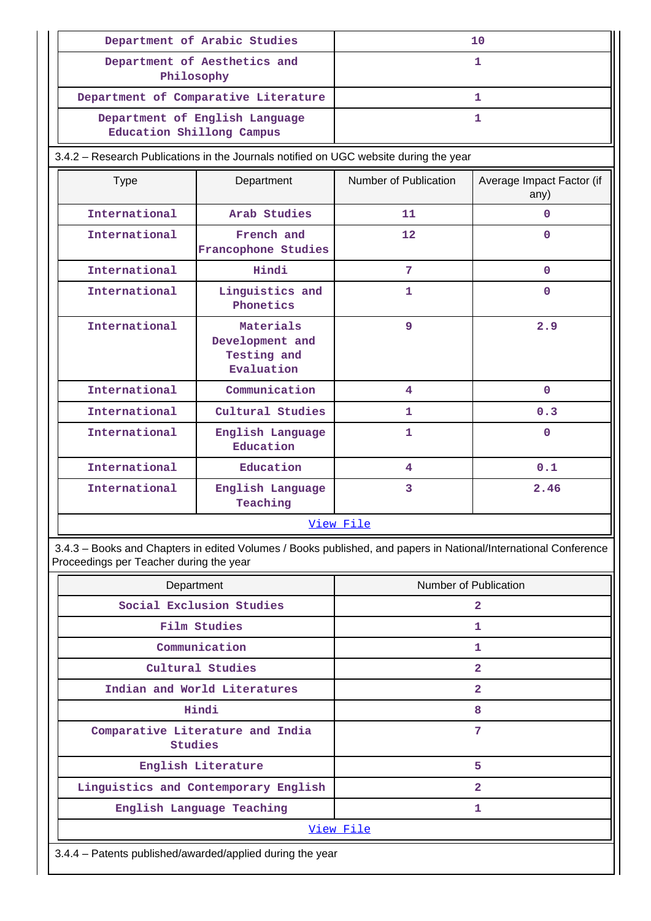| Department of Arabic Studies | 10 |
|---|---|
| Department of Aesthetics and Philosophy | 1 |
| Department of Comparative Literature | 1 |
| Department of English Language Education Shillong Campus | 1 |

3.4.2 – Research Publications in the Journals notified on UGC website during the year

| Type | Department | Number of Publication | Average Impact Factor (if any) |
|---|---|---|---|
| International | Arab Studies | 11 | 0 |
| International | French and Francophone Studies | 12 | 0 |
| International | Hindi | 7 | 0 |
| International | Linguistics and Phonetics | 1 | 0 |
| International | Materials Development and Testing and Evaluation | 9 | 2.9 |
| International | Communication | 4 | 0 |
| International | Cultural Studies | 1 | 0.3 |
| International | English Language Education | 1 | 0 |
| International | Education | 4 | 0.1 |
| International | English Language Teaching | 3 | 2.46 |
| View File | | | |

3.4.3 – Books and Chapters in edited Volumes / Books published, and papers in National/International Conference Proceedings per Teacher during the year

| Department | Number of Publication |
|---|---|
| Social Exclusion Studies | 2 |
| Film Studies | 1 |
| Communication | 1 |
| Cultural Studies | 2 |
| Indian and World Literatures | 2 |
| Hindi | 8 |
| Comparative Literature and India Studies | 7 |
| English Literature | 5 |
| Linguistics and Contemporary English | 2 |
| English Language Teaching | 1 |
| View File | |

3.4.4 – Patents published/awarded/applied during the year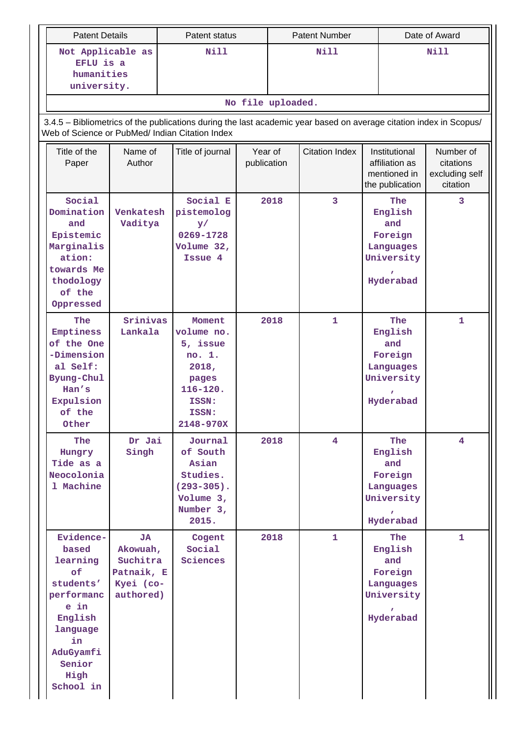| Patent Details | Patent status | Patent Number | Date of Award |
|---|---|---|---|
| Not Applicable as EFLU is a humanities university. | Nill | Nill | Nill |

No file uploaded.

3.4.5 – Bibliometrics of the publications during the last academic year based on average citation index in Scopus/ Web of Science or PubMed/ Indian Citation Index

| Title of the Paper | Name of Author | Title of journal | Year of publication | Citation Index | Institutional affiliation as mentioned in the publication | Number of citations excluding self citation |
|---|---|---|---|---|---|---|
| Social Domination and Epistemic Marginalisation: towards Methodology of the Oppressed | Venkatesh Vaditya | Social Epistemology/ 0269-1728 Volume 32, Issue 4 | 2018 | 3 | The English and Foreign Languages University, Hyderabad | 3 |
| The Emptiness of the One-Dimensional Self: Byung-Chul Han's Expulsion of the Other | Srinivas Lankala | Moment volume no. 5, issue no. 1. 2018, pages 116-120. ISSN: ISSN: 2148-970X | 2018 | 1 | The English and Foreign Languages University, Hyderabad | 1 |
| The Hungry Tide as a Neocolonial Machine | Dr Jai Singh | Journal of South Asian Studies. (293-305). Volume 3, Number 3, 2015. | 2018 | 4 | The English and Foreign Languages University, Hyderabad | 4 |
| Evidence-based learning of students' performance in English language in AduGyamfi Senior High School in | JA Akowuah, Suchitra Patnaik, E Kyei (co-authored) | Cogent Social Sciences | 2018 | 1 | The English and Foreign Languages University, Hyderabad | 1 |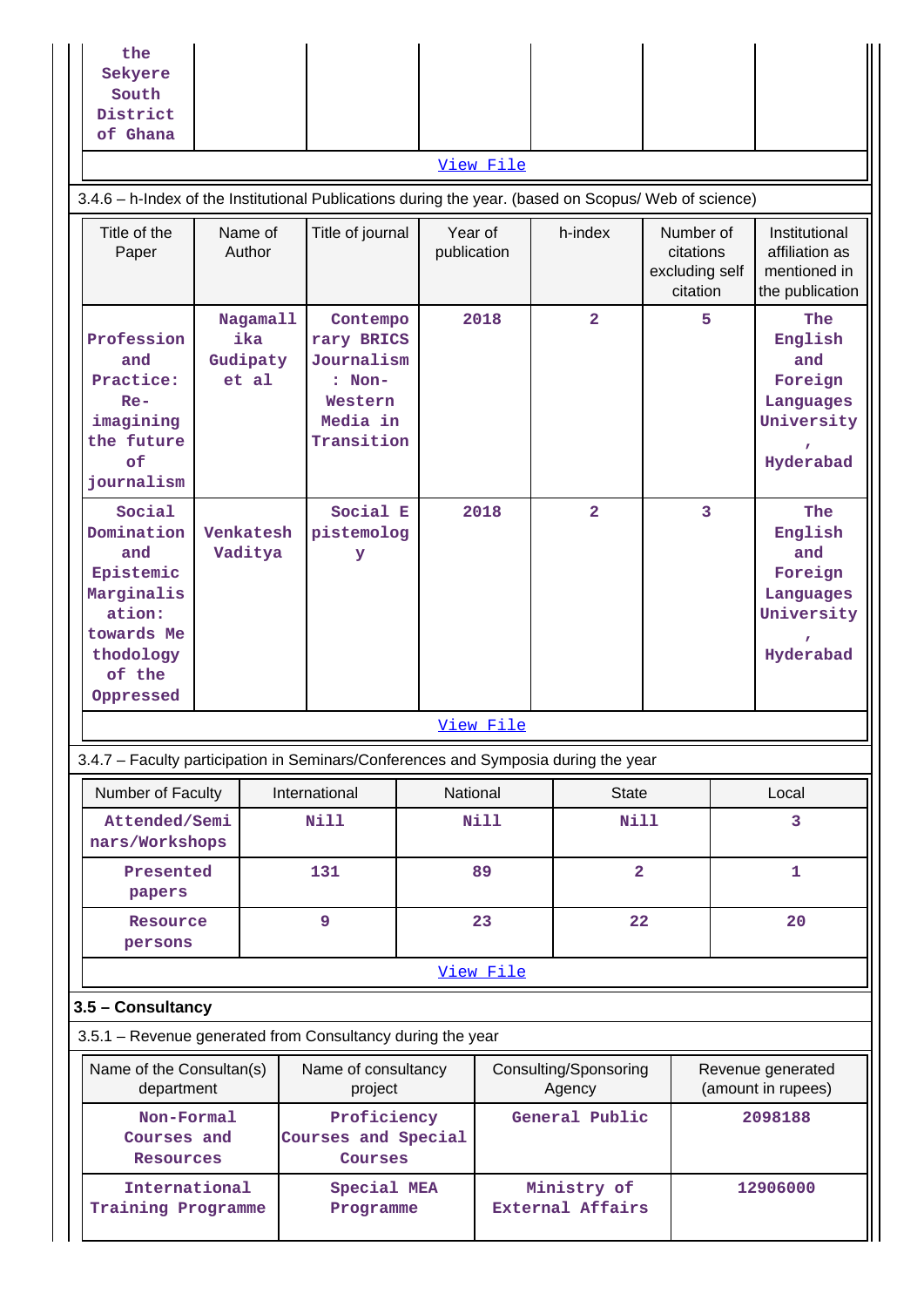| | | | | | | |
|---|---|---|---|---|---|---|
| the Sekyere South District of Ghana | | | | | | |

View File

3.4.6 – h-Index of the Institutional Publications during the year. (based on Scopus/ Web of science)

| Title of the Paper | Name of Author | Title of journal | Year of publication | h-index | Number of citations excluding self citation | Institutional affiliation as mentioned in the publication |
|---|---|---|---|---|---|---|
| Profession and Practice: Re-imagining the future of journalism | Nagamallika Gudipaty et al | Contemporary BRICS Journalism : Non-Western Media in Transition | 2018 | 2 | 5 | The English and Foreign Languages University , Hyderabad |
| Social Domination and Epistemic Marginalisation: towards Methodology of the Oppressed | Venkatesh Vaditya | Social Epistemology | 2018 | 2 | 3 | The English and Foreign Languages University , Hyderabad |

View File

3.4.7 – Faculty participation in Seminars/Conferences and Symposia during the year

| Number of Faculty | International | National | State | Local |
|---|---|---|---|---|
| Attended/Seminars/Workshops | Nill | Nill | Nill | 3 |
| Presented papers | 131 | 89 | 2 | 1 |
| Resource persons | 9 | 23 | 22 | 20 |

View File

**3.5 – Consultancy**

3.5.1 – Revenue generated from Consultancy during the year

| Name of the Consultan(s) department | Name of consultancy project | Consulting/Sponsoring Agency | Revenue generated (amount in rupees) |
|---|---|---|---|
| Non-Formal Courses and Resources | Proficiency Courses and Special Courses | General Public | 2098188 |
| International Training Programme | Special MEA Programme | Ministry of External Affairs | 12906000 |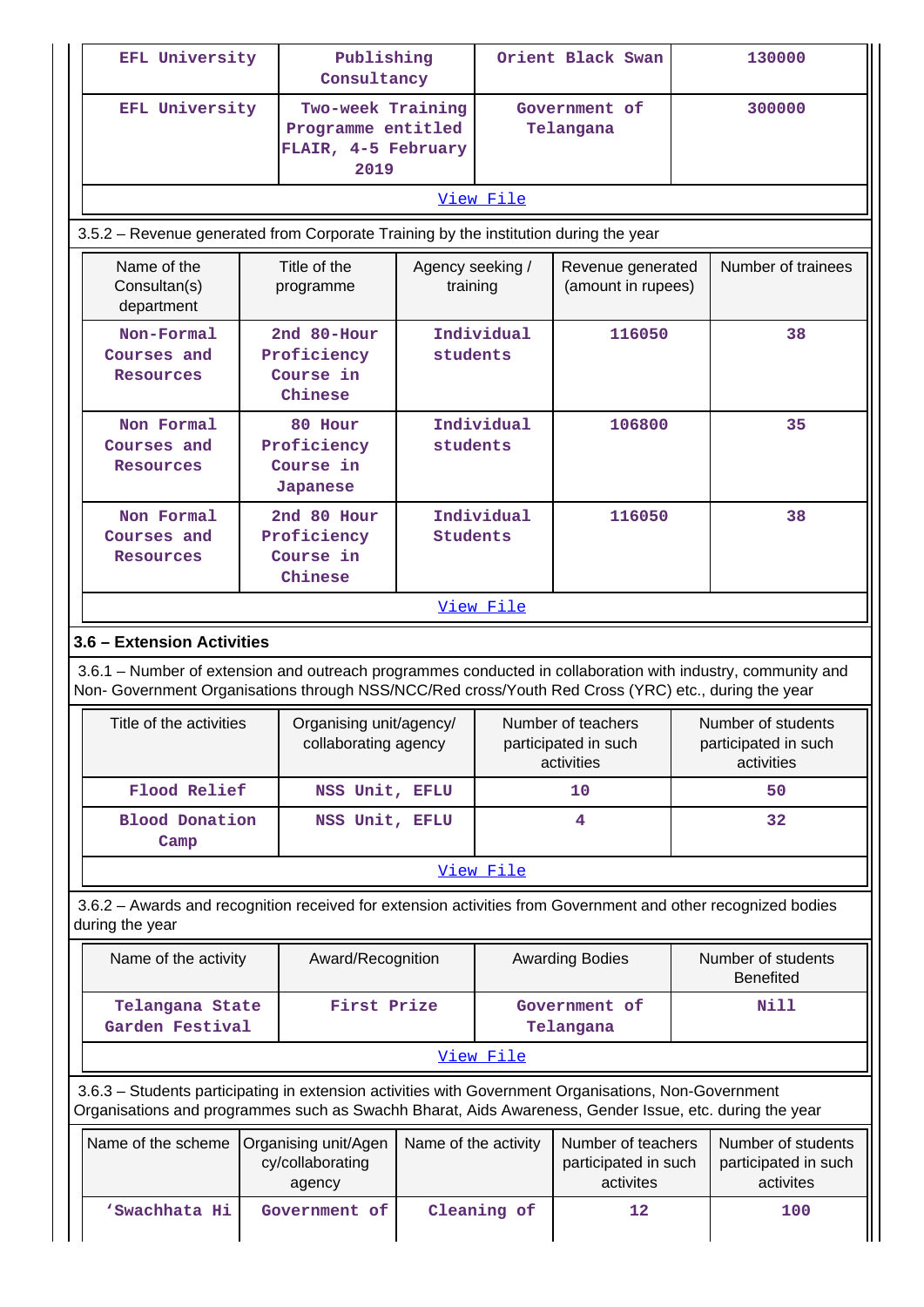| EFL University | Publishing Consultancy | Orient Black Swan | 130000 |
|---|---|---|---|
| EFL University | Two-week Training Programme entitled FLAIR, 4-5 February 2019 | Government of Telangana | 300000 |
| View File | | | |

3.5.2 – Revenue generated from Corporate Training by the institution during the year

| Name of the Consultan(s) department | Title of the programme | Agency seeking / training | Revenue generated (amount in rupees) | Number of trainees |
|---|---|---|---|---|
| Non-Formal Courses and Resources | 2nd 80-Hour Proficiency Course in Chinese | Individual students | 116050 | 38 |
| Non Formal Courses and Resources | 80 Hour Proficiency Course in Japanese | Individual students | 106800 | 35 |
| Non Formal Courses and Resources | 2nd 80 Hour Proficiency Course in Chinese | Individual Students | 116050 | 38 |
| View File | | | | |

### 3.6 – Extension Activities

3.6.1 – Number of extension and outreach programmes conducted in collaboration with industry, community and Non- Government Organisations through NSS/NCC/Red cross/Youth Red Cross (YRC) etc., during the year

| Title of the activities | Organising unit/agency/ collaborating agency | Number of teachers participated in such activities | Number of students participated in such activities |
|---|---|---|---|
| Flood Relief | NSS Unit, EFLU | 10 | 50 |
| Blood Donation Camp | NSS Unit, EFLU | 4 | 32 |
| View File | | | |

3.6.2 – Awards and recognition received for extension activities from Government and other recognized bodies during the year

| Name of the activity | Award/Recognition | Awarding Bodies | Number of students Benefited |
|---|---|---|---|
| Telangana State Garden Festival | First Prize | Government of Telangana | Nill |
| View File | | | |

3.6.3 – Students participating in extension activities with Government Organisations, Non-Government Organisations and programmes such as Swachh Bharat, Aids Awareness, Gender Issue, etc. during the year

| Name of the scheme | Organising unit/Agency/collaborating agency | Name of the activity | Number of teachers participated in such activites | Number of students participated in such activites |
|---|---|---|---|---|
| 'Swachhata Hi | Government of | Cleaning of | 12 | 100 |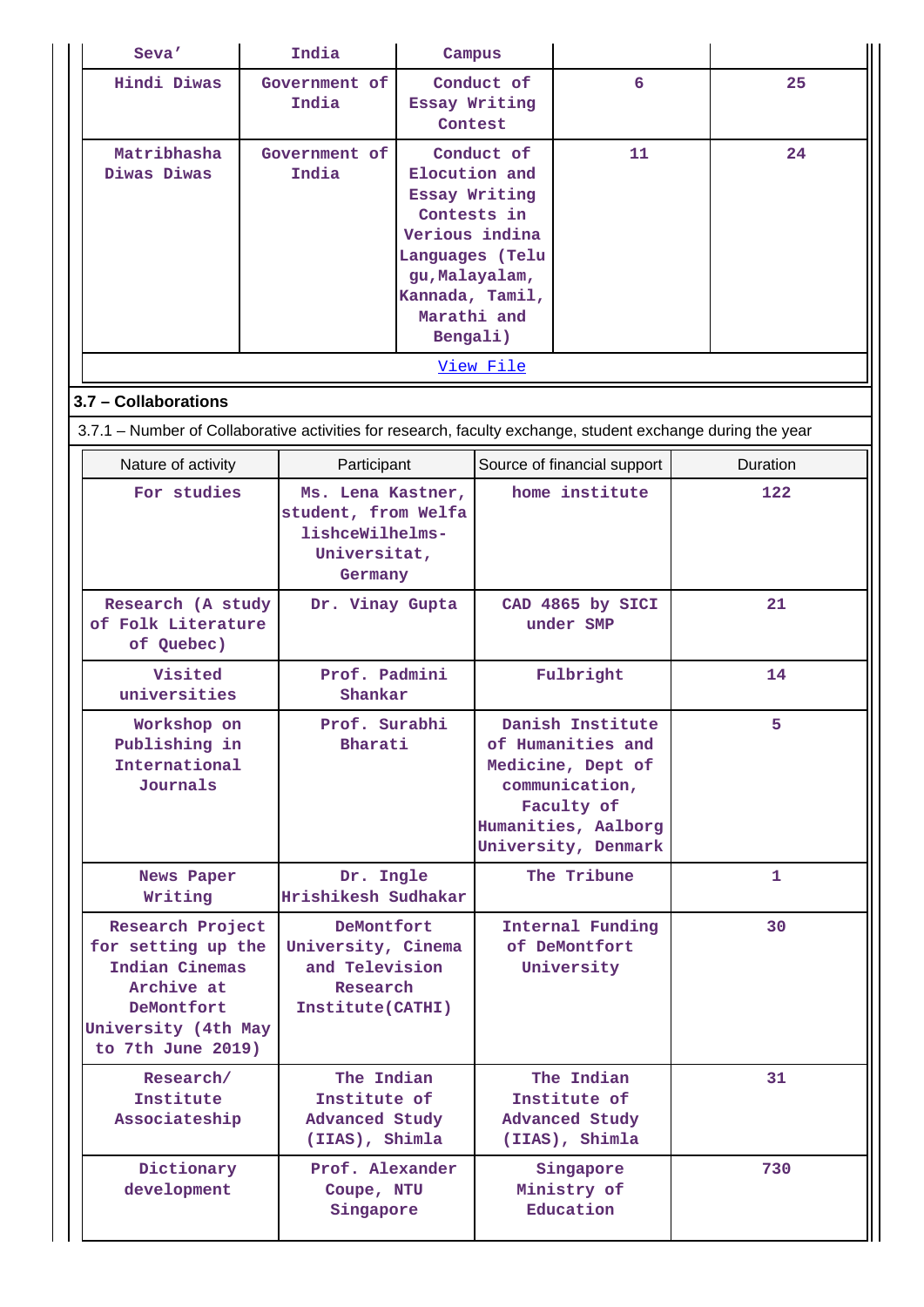| | | | | |
|---|---|---|---|---|
| Seva' | India | Campus | | |
| Hindi Diwas | Government of India | Conduct of Essay Writing Contest | 6 | 25 |
| Matribhasha Diwas Diwas | Government of India | Conduct of Elocution and Essay Writing Contests in Verious indina Languages (Telugu,Malayalam, Kannada, Tamil, Marathi and Bengali) | 11 | 24 |
| View File | | | | |

### 3.7 – Collaborations

3.7.1 – Number of Collaborative activities for research, faculty exchange, student exchange during the year

| Nature of activity | Participant | Source of financial support | Duration |
|---|---|---|---|
| For studies | Ms. Lena Kastner, student, from WelfalishceWilhelms-Universitat, Germany | home institute | 122 |
| Research (A study of Folk Literature of Quebec) | Dr. Vinay Gupta | CAD 4865 by SICI under SMP | 21 |
| Visited universities | Prof. Padmini Shankar | Fulbright | 14 |
| Workshop on Publishing in International Journals | Prof. Surabhi Bharati | Danish Institute of Humanities and Medicine, Dept of communication, Faculty of Humanities, Aalborg University, Denmark | 5 |
| News Paper Writing | Dr. Ingle Hrishikesh Sudhakar | The Tribune | 1 |
| Research Project for setting up the Indian Cinemas Archive at DeMontfort University (4th May to 7th June 2019) | DeMontfort University, Cinema and Television Research Institute(CATHI) | Internal Funding of DeMontfort University | 30 |
| Research/ Institute Associateship | The Indian Institute of Advanced Study (IIAS), Shimla | The Indian Institute of Advanced Study (IIAS), Shimla | 31 |
| Dictionary development | Prof. Alexander Coupe, NTU Singapore | Singapore Ministry of Education | 730 |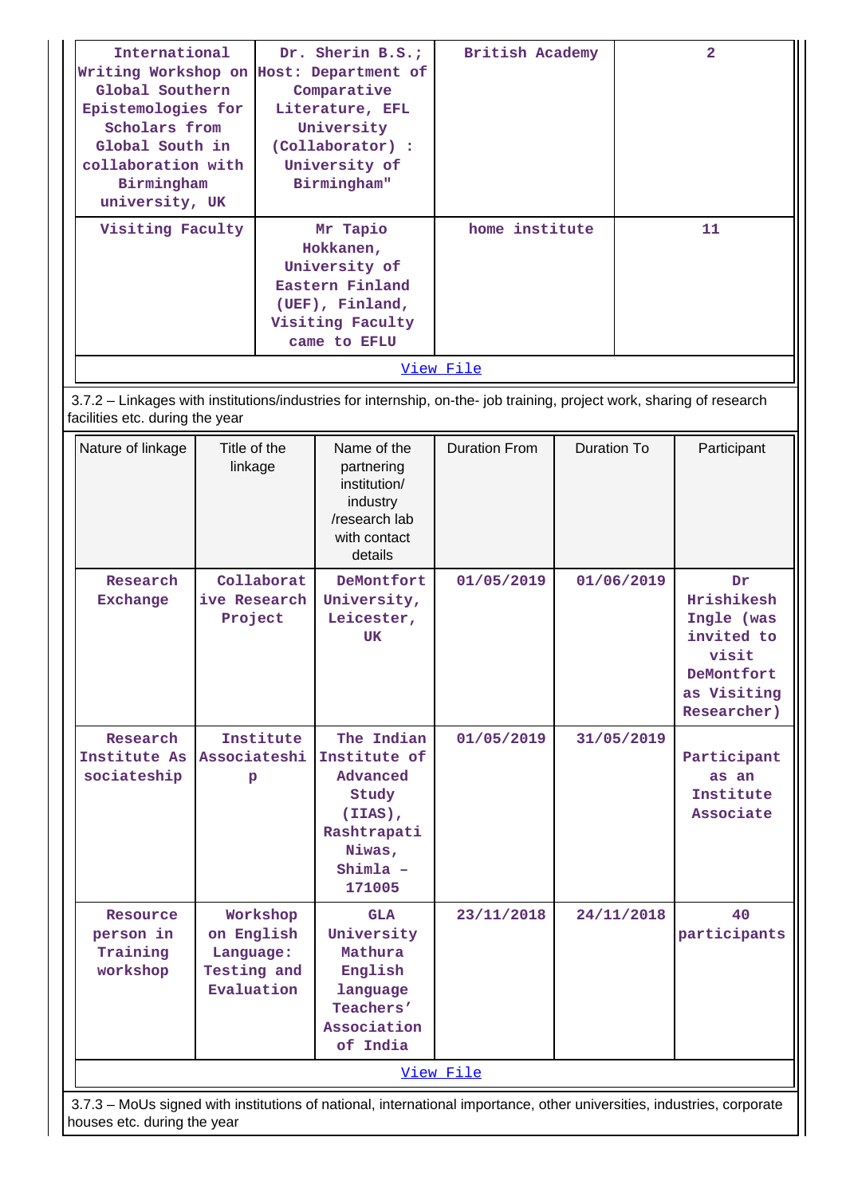| | | | |
|---|---|---|---|
| International Writing Workshop on Global Southern Epistemologies for Scholars from Global South in collaboration with Birmingham university, UK | Dr. Sherin B.S.; Host: Department of Comparative Literature, EFL University (Collaborator) : University of Birmingham" | British Academy | 2 |
| Visiting Faculty | Mr Tapio Hokkanen, University of Eastern Finland (UEF), Finland, Visiting Faculty came to EFLU | home institute | 11 |

View File

3.7.2 – Linkages with institutions/industries for internship, on-the- job training, project work, sharing of research facilities etc. during the year

| Nature of linkage | Title of the linkage | Name of the partnering institution/ industry /research lab with contact details | Duration From | Duration To | Participant |
|---|---|---|---|---|---|
| Research Exchange | Collaborative Research Project | DeMontfort University, Leicester, UK | 01/05/2019 | 01/06/2019 | Dr Hrishikesh Ingle (was invited to visit DeMontfort as Visiting Researcher) |
| Research Institute Associateship | Institute Associateship | The Indian Institute of Advanced Study (IIAS), Rashtrapati Niwas, Shimla – 171005 | 01/05/2019 | 31/05/2019 | Participant as an Institute Associate |
| Resource person in Training workshop | Workshop on English Language: Testing and Evaluation | GLA University Mathura English language Teachers' Association of India | 23/11/2018 | 24/11/2018 | 40 participants |

View File

3.7.3 – MoUs signed with institutions of national, international importance, other universities, industries, corporate houses etc. during the year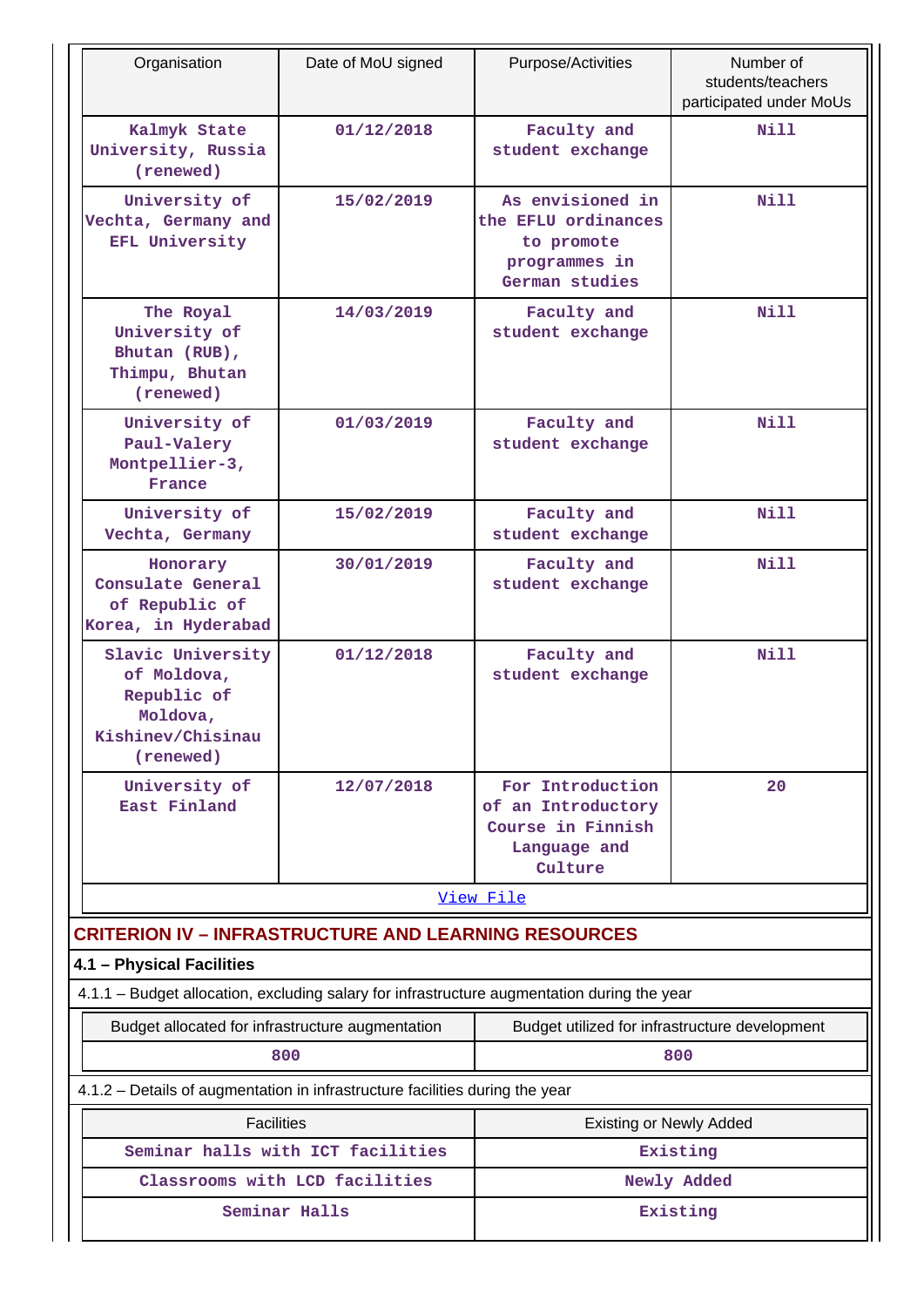| Organisation | Date of MoU signed | Purpose/Activities | Number of students/teachers participated under MoUs |
|---|---|---|---|
| Kalmyk State University, Russia (renewed) | 01/12/2018 | Faculty and student exchange | Nill |
| University of Vechta, Germany and EFL University | 15/02/2019 | As envisioned in the EFLU ordinances to promote programmes in German studies | Nill |
| The Royal University of Bhutan (RUB), Thimpu, Bhutan (renewed) | 14/03/2019 | Faculty and student exchange | Nill |
| University of Paul-Valery Montpellier-3, France | 01/03/2019 | Faculty and student exchange | Nill |
| University of Vechta, Germany | 15/02/2019 | Faculty and student exchange | Nill |
| Honorary Consulate General of Republic of Korea, in Hyderabad | 30/01/2019 | Faculty and student exchange | Nill |
| Slavic University of Moldova, Republic of Moldova, Kishinev/Chisinau (renewed) | 01/12/2018 | Faculty and student exchange | Nill |
| University of East Finland | 12/07/2018 | For Introduction of an Introductory Course in Finnish Language and Culture | 20 |

[View File]

## CRITERION IV – INFRASTRUCTURE AND LEARNING RESOURCES

### 4.1 – Physical Facilities

4.1.1 – Budget allocation, excluding salary for infrastructure augmentation during the year

| Budget allocated for infrastructure augmentation | Budget utilized for infrastructure development |
|---|---|
| 800 | 800 |

4.1.2 – Details of augmentation in infrastructure facilities during the year

| Facilities | Existing or Newly Added |
|---|---|
| Seminar halls with ICT facilities | Existing |
| Classrooms with LCD facilities | Newly Added |
| Seminar Halls | Existing |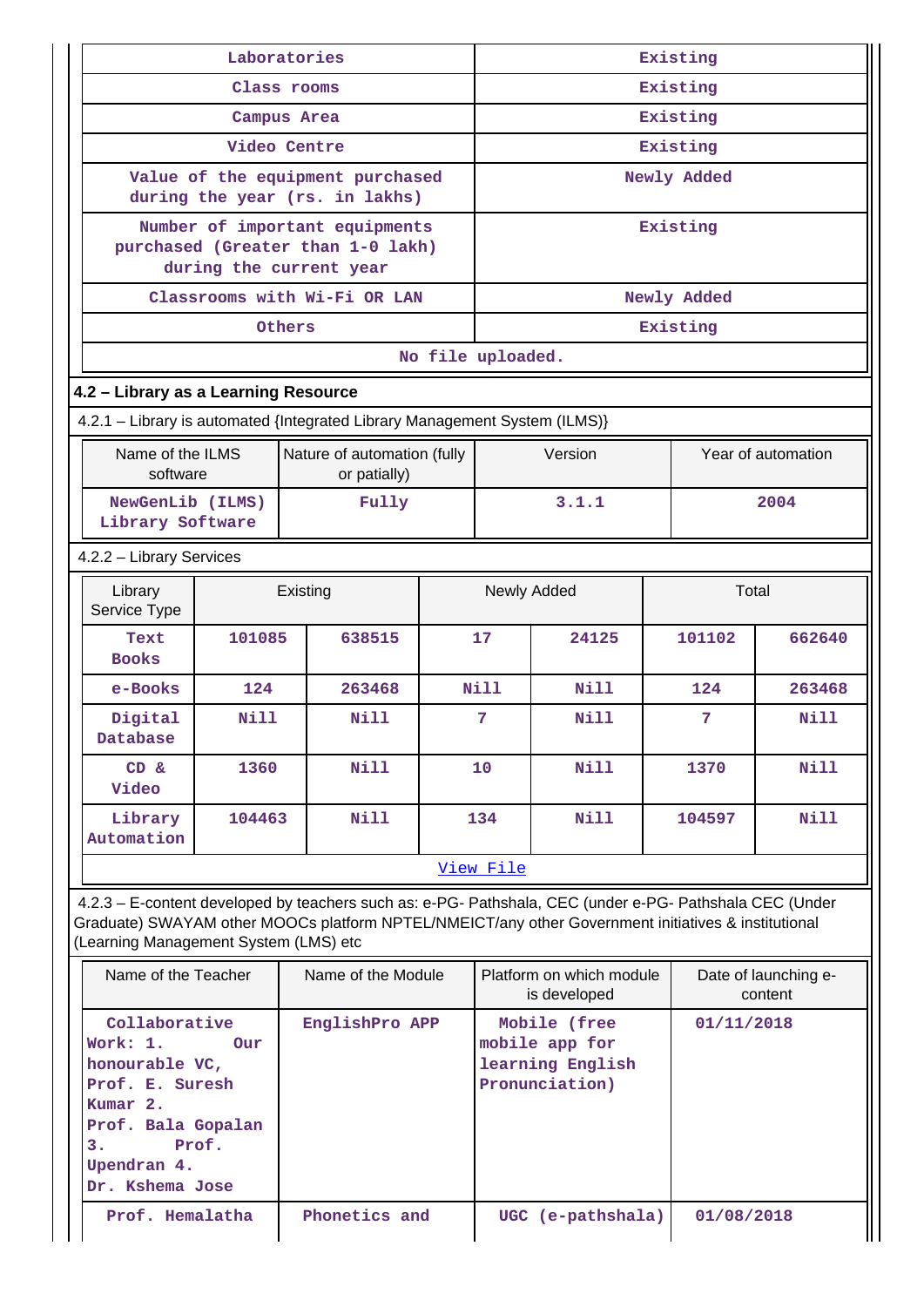| Laboratories | Existing |
|---|---|
| Class rooms | Existing |
| Campus Area | Existing |
| Video Centre | Existing |
| Value of the equipment purchased during the year (rs. in lakhs) | Newly Added |
| Number of important equipments purchased (Greater than 1-0 lakh) during the current year | Existing |
| Classrooms with Wi-Fi OR LAN | Newly Added |
| Others | Existing |
| No file uploaded. | |

## 4.2 – Library as a Learning Resource

4.2.1 – Library is automated {Integrated Library Management System (ILMS)}

| Name of the ILMS software | Nature of automation (fully or patially) | Version | Year of automation |
|---|---|---|---|
| NewGenLib (ILMS) Library Software | Fully | 3.1.1 | 2004 |

4.2.2 – Library Services

| Library Service Type | Existing | | Newly Added | | Total | |
|---|---|---|---|---|---|---|
| Text Books | 101085 | 638515 | 17 | 24125 | 101102 | 662640 |
| e-Books | 124 | 263468 | Nill | Nill | 124 | 263468 |
| Digital Database | Nill | Nill | 7 | Nill | 7 | Nill |
| CD & Video | 1360 | Nill | 10 | Nill | 1370 | Nill |
| Library Automation | 104463 | Nill | 134 | Nill | 104597 | Nill |

View File

4.2.3 – E-content developed by teachers such as: e-PG- Pathshala, CEC (under e-PG- Pathshala CEC (Under Graduate) SWAYAM other MOOCs platform NPTEL/NMEICT/any other Government initiatives & institutional (Learning Management System (LMS) etc

| Name of the Teacher | Name of the Module | Platform on which module is developed | Date of launching e-content |
|---|---|---|---|
| Collaborative Work: 1. Our honourable VC, Prof. E. Suresh Kumar 2. Prof. Bala Gopalan 3. Prof. Upendran 4. Dr. Kshema Jose | EnglishPro APP | Mobile (free mobile app for learning English Pronunciation) | 01/11/2018 |
| Prof. Hemalatha | Phonetics and | UGC (e-pathshala) | 01/08/2018 |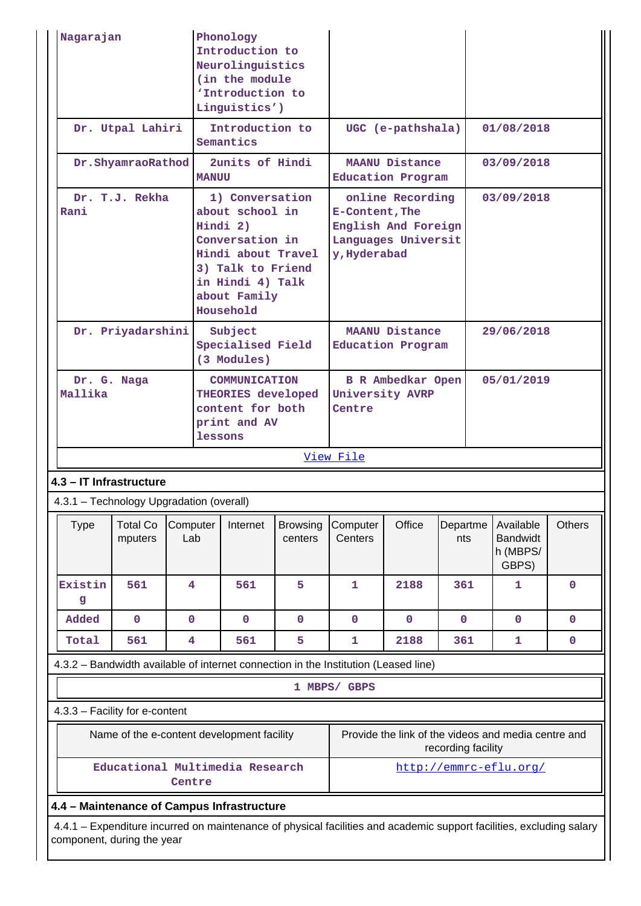| | | | |
|---|---|---|---|
| Nagarajan | Phonology Introduction to Neurolinguistics (in the module 'Introduction to Linguistics') | | |
| Dr. Utpal Lahiri | Introduction to Semantics | UGC (e-pathshala) | 01/08/2018 |
| Dr.ShyamraoRathod | 2units of Hindi MANUU | MAANU Distance Education Program | 03/09/2018 |
| Dr. T.J. Rekha Rani | 1) Conversation about school in Hindi 2) Conversation in Hindi about Travel 3) Talk to Friend in Hindi 4) Talk about Family Household | online Recording E-Content,The English And Foreign Languages University,Hyderabad | 03/09/2018 |
| Dr. Priyadarshini | Subject Specialised Field (3 Modules) | MAANU Distance Education Program | 29/06/2018 |
| Dr. G. Naga Mallika | COMMUNICATION THEORIES developed content for both print and AV lessons | B R Ambedkar Open University AVRP Centre | 05/01/2019 |

[View File]

## 4.3 – IT Infrastructure

4.3.1 – Technology Upgradation (overall)

| Type | Total Computers | Computer Lab | Internet | Browsing centers | Computer Centers | Office | Departments | Available Bandwidth (MBPS/ GBPS) | Others |
|---|---|---|---|---|---|---|---|---|---|
| Existing | 561 | 4 | 561 | 5 | 1 | 2188 | 361 | 1 | 0 |
| Added | 0 | 0 | 0 | 0 | 0 | 0 | 0 | 0 | 0 |
| Total | 561 | 4 | 561 | 5 | 1 | 2188 | 361 | 1 | 0 |

4.3.2 – Bandwidth available of internet connection in the Institution (Leased line)

1 MBPS/ GBPS

4.3.3 – Facility for e-content

| Name of the e-content development facility | Provide the link of the videos and media centre and recording facility |
|---|---|
| Educational Multimedia Research Centre | http://emmrc-eflu.org/ |

## 4.4 – Maintenance of Campus Infrastructure

4.4.1 – Expenditure incurred on maintenance of physical facilities and academic support facilities, excluding salary component, during the year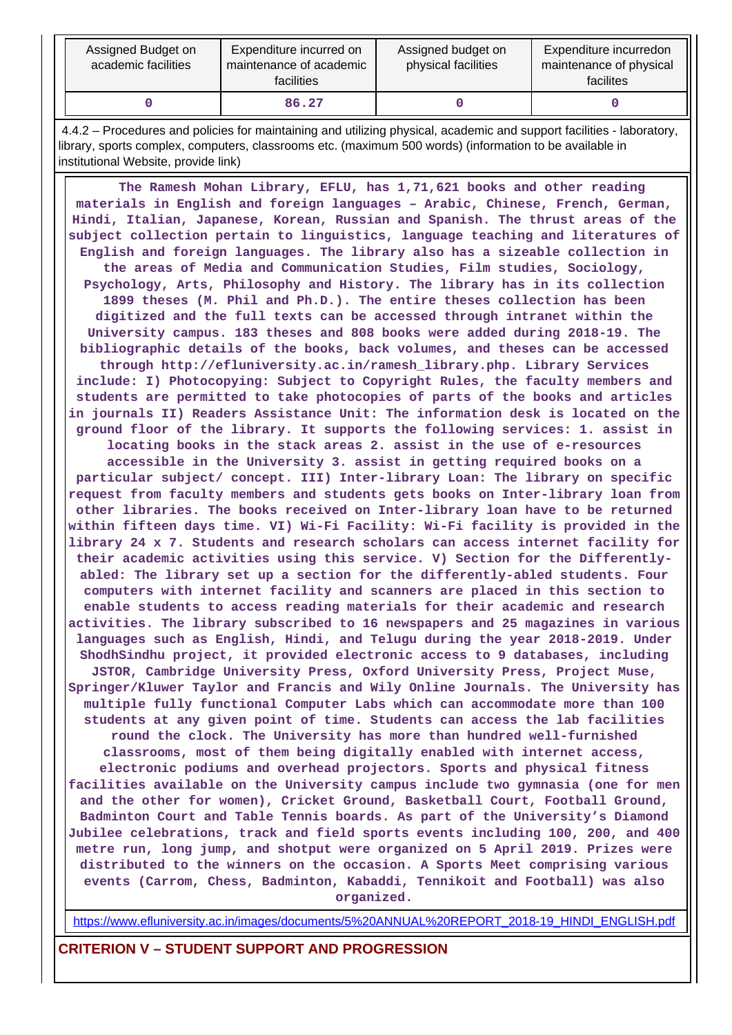| Assigned Budget on academic facilities | Expenditure incurred on maintenance of academic facilities | Assigned budget on physical facilities | Expenditure incurredon maintenance of physical facilites |
|---|---|---|---|
| 0 | 86.27 | 0 | 0 |

4.4.2 – Procedures and policies for maintaining and utilizing physical, academic and support facilities - laboratory, library, sports complex, computers, classrooms etc. (maximum 500 words) (information to be available in institutional Website, provide link)

The Ramesh Mohan Library, EFLU, has 1,71,621 books and other reading materials in English and foreign languages – Arabic, Chinese, French, German, Hindi, Italian, Japanese, Korean, Russian and Spanish. The thrust areas of the subject collection pertain to linguistics, language teaching and literatures of English and foreign languages. The library also has a sizeable collection in the areas of Media and Communication Studies, Film studies, Sociology, Psychology, Arts, Philosophy and History. The library has in its collection 1899 theses (M. Phil and Ph.D.). The entire theses collection has been digitized and the full texts can be accessed through intranet within the University campus. 183 theses and 808 books were added during 2018-19. The bibliographic details of the books, back volumes, and theses can be accessed through http://efluniversity.ac.in/ramesh_library.php. Library Services include: I) Photocopying: Subject to Copyright Rules, the faculty members and students are permitted to take photocopies of parts of the books and articles in journals II) Readers Assistance Unit: The information desk is located on the ground floor of the library. It supports the following services: 1. assist in locating books in the stack areas 2. assist in the use of e-resources accessible in the University 3. assist in getting required books on a particular subject/ concept. III) Inter-library Loan: The library on specific request from faculty members and students gets books on Inter-library loan from other libraries. The books received on Inter-library loan have to be returned within fifteen days time. VI) Wi-Fi Facility: Wi-Fi facility is provided in the library 24 x 7. Students and research scholars can access internet facility for their academic activities using this service. V) Section for the Differently-abled: The library set up a section for the differently-abled students. Four computers with internet facility and scanners are placed in this section to enable students to access reading materials for their academic and research activities. The library subscribed to 16 newspapers and 25 magazines in various languages such as English, Hindi, and Telugu during the year 2018-2019. Under ShodhSindhu project, it provided electronic access to 9 databases, including JSTOR, Cambridge University Press, Oxford University Press, Project Muse, Springer/Kluwer Taylor and Francis and Wily Online Journals. The University has multiple fully functional Computer Labs which can accommodate more than 100 students at any given point of time. Students can access the lab facilities round the clock. The University has more than hundred well-furnished classrooms, most of them being digitally enabled with internet access, electronic podiums and overhead projectors. Sports and physical fitness facilities available on the University campus include two gymnasia (one for men and the other for women), Cricket Ground, Basketball Court, Football Ground, Badminton Court and Table Tennis boards. As part of the University's Diamond Jubilee celebrations, track and field sports events including 100, 200, and 400 metre run, long jump, and shotput were organized on 5 April 2019. Prizes were distributed to the winners on the occasion. A Sports Meet comprising various events (Carrom, Chess, Badminton, Kabaddi, Tennikoit and Football) was also organized.

https://www.efluniversity.ac.in/images/documents/5%20ANNUAL%20REPORT_2018-19_HINDI_ENGLISH.pdf

## CRITERION V – STUDENT SUPPORT AND PROGRESSION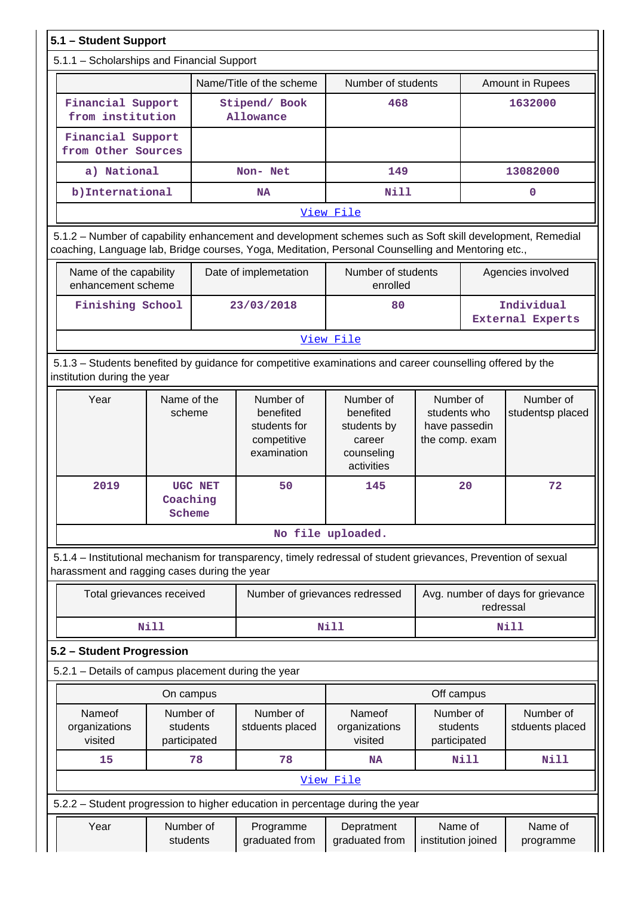## 5.1 – Student Support

5.1.1 – Scholarships and Financial Support

| | Name/Title of the scheme | Number of students | Amount in Rupees |
|---|---|---|---|
| Financial Support from institution | Stipend/ Book Allowance | 468 | 1632000 |
| Financial Support from Other Sources | | | |
| a) National | Non- Net | 149 | 13082000 |
| b)International | NA | Nill | 0 |
| View File | | | |

5.1.2 – Number of capability enhancement and development schemes such as Soft skill development, Remedial coaching, Language lab, Bridge courses, Yoga, Meditation, Personal Counselling and Mentoring etc.,

| Name of the capability enhancement scheme | Date of implementation | Number of students enrolled | Agencies involved |
|---|---|---|---|
| Finishing School | 23/03/2018 | 80 | Individual External Experts |
| View File | | | |

5.1.3 – Students benefited by guidance for competitive examinations and career counselling offered by the institution during the year

| Year | Name of the scheme | Number of benefited students for competitive examination | Number of benefited students by career counseling activities | Number of students who have passedin the comp. exam | Number of studentsp placed |
|---|---|---|---|---|---|
| 2019 | UGC NET Coaching Scheme | 50 | 145 | 20 | 72 |
| No file uploaded. | | | | | |

5.1.4 – Institutional mechanism for transparency, timely redressal of student grievances, Prevention of sexual harassment and ragging cases during the year

| Total grievances received | Number of grievances redressed | Avg. number of days for grievance redressal |
|---|---|---|
| Nill | Nill | Nill |

## 5.2 – Student Progression

5.2.1 – Details of campus placement during the year

| On campus | | | Off campus | | |
|---|---|---|---|---|---|
| Nameof organizations visited | Number of students participated | Number of stduents placed | Nameof organizations visited | Number of students participated | Number of stduents placed |
| 15 | 78 | 78 | NA | Nill | Nill |
| View File | | | | | |

5.2.2 – Student progression to higher education in percentage during the year

| Year | Number of students | Programme graduated from | Depratment graduated from | Name of institution joined | Name of programme |
|---|---|---|---|---|---|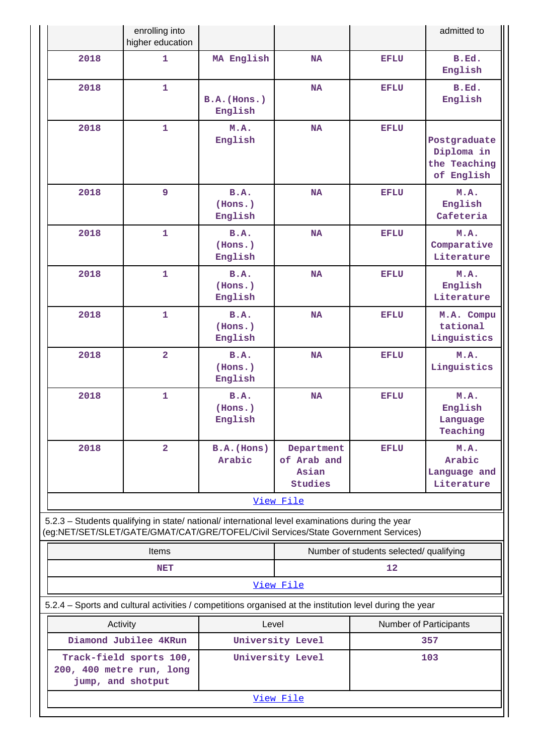| | enrolling into higher education | | | | admitted to |
|---|---|---|---|---|---|
| 2018 | 1 | MA English | NA | EFLU | B.Ed. English |
| 2018 | 1 | B.A.(Hons.) English | NA | EFLU | B.Ed. English |
| 2018 | 1 | M.A. English | NA | EFLU | Postgraduate Diploma in the Teaching of English |
| 2018 | 9 | B.A. (Hons.) English | NA | EFLU | M.A. English Cafeteria |
| 2018 | 1 | B.A. (Hons.) English | NA | EFLU | M.A. Comparative Literature |
| 2018 | 1 | B.A. (Hons.) English | NA | EFLU | M.A. English Literature |
| 2018 | 1 | B.A. (Hons.) English | NA | EFLU | M.A. Computational Linguistics |
| 2018 | 2 | B.A. (Hons.) English | NA | EFLU | M.A. Linguistics |
| 2018 | 1 | B.A. (Hons.) English | NA | EFLU | M.A. English Language Teaching |
| 2018 | 2 | B.A.(Hons) Arabic | Department of Arab and Asian Studies | EFLU | M.A. Arabic Language and Literature |

View File

5.2.3 – Students qualifying in state/ national/ international level examinations during the year (eg:NET/SET/SLET/GATE/GMAT/CAT/GRE/TOFEL/Civil Services/State Government Services)

| Items | Number of students selected/ qualifying |
|---|---|
| NET | 12 |

View File

5.2.4 – Sports and cultural activities / competitions organised at the institution level during the year

| Activity | Level | Number of Participants |
|---|---|---|
| Diamond Jubilee 4KRun | University Level | 357 |
| Track-field sports 100, 200, 400 metre run, long jump, and shotput | University Level | 103 |

View File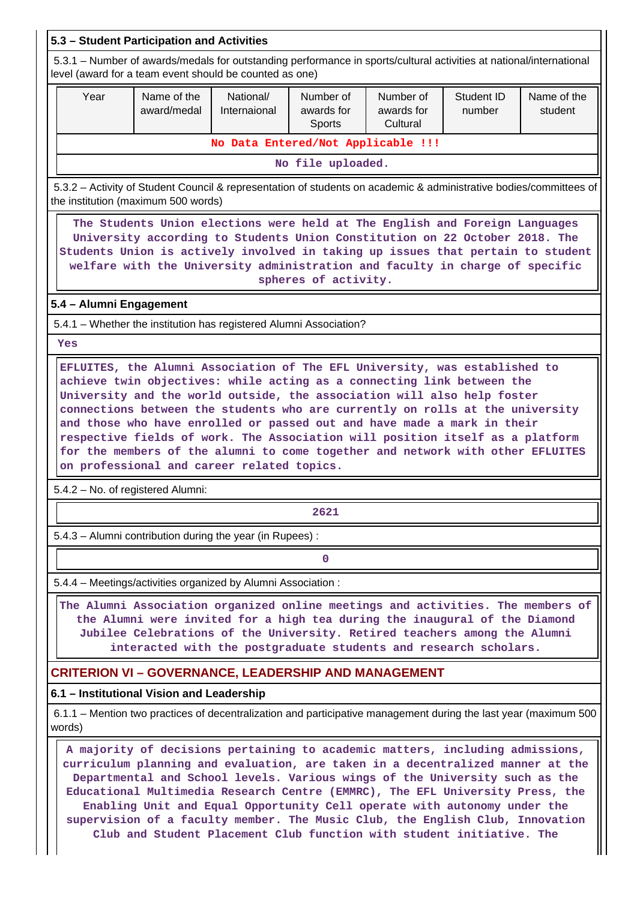### 5.3 – Student Participation and Activities

5.3.1 – Number of awards/medals for outstanding performance in sports/cultural activities at national/international level (award for a team event should be counted as one)

| Year | Name of the award/medal | National/ Internaional | Number of awards for Sports | Number of awards for Cultural | Student ID number | Name of the student |
|---|---|---|---|---|---|---|
| No Data Entered/Not Applicable !!! | | | | | | |
| No file uploaded. | | | | | | |

5.3.2 – Activity of Student Council & representation of students on academic & administrative bodies/committees of the institution (maximum 500 words)

The Students Union elections were held at The English and Foreign Languages University according to Students Union Constitution on 22 October 2018. The Students Union is actively involved in taking up issues that pertain to student welfare with the University administration and faculty in charge of specific spheres of activity.

### 5.4 – Alumni Engagement

5.4.1 – Whether the institution has registered Alumni Association?

Yes

EFLUITES, the Alumni Association of The EFL University, was established to achieve twin objectives: while acting as a connecting link between the University and the world outside, the association will also help foster connections between the students who are currently on rolls at the university and those who have enrolled or passed out and have made a mark in their respective fields of work. The Association will position itself as a platform for the members of the alumni to come together and network with other EFLUITES on professional and career related topics.

5.4.2 – No. of registered Alumni:

2621

5.4.3 – Alumni contribution during the year (in Rupees) :

0

5.4.4 – Meetings/activities organized by Alumni Association :

The Alumni Association organized online meetings and activities. The members of the Alumni were invited for a high tea during the inaugural of the Diamond Jubilee Celebrations of the University. Retired teachers among the Alumni interacted with the postgraduate students and research scholars.

## CRITERION VI – GOVERNANCE, LEADERSHIP AND MANAGEMENT

### 6.1 – Institutional Vision and Leadership

6.1.1 – Mention two practices of decentralization and participative management during the last year (maximum 500 words)

A majority of decisions pertaining to academic matters, including admissions, curriculum planning and evaluation, are taken in a decentralized manner at the Departmental and School levels. Various wings of the University such as the Educational Multimedia Research Centre (EMMRC), The EFL University Press, the Enabling Unit and Equal Opportunity Cell operate with autonomy under the supervision of a faculty member. The Music Club, the English Club, Innovation Club and Student Placement Club function with student initiative. The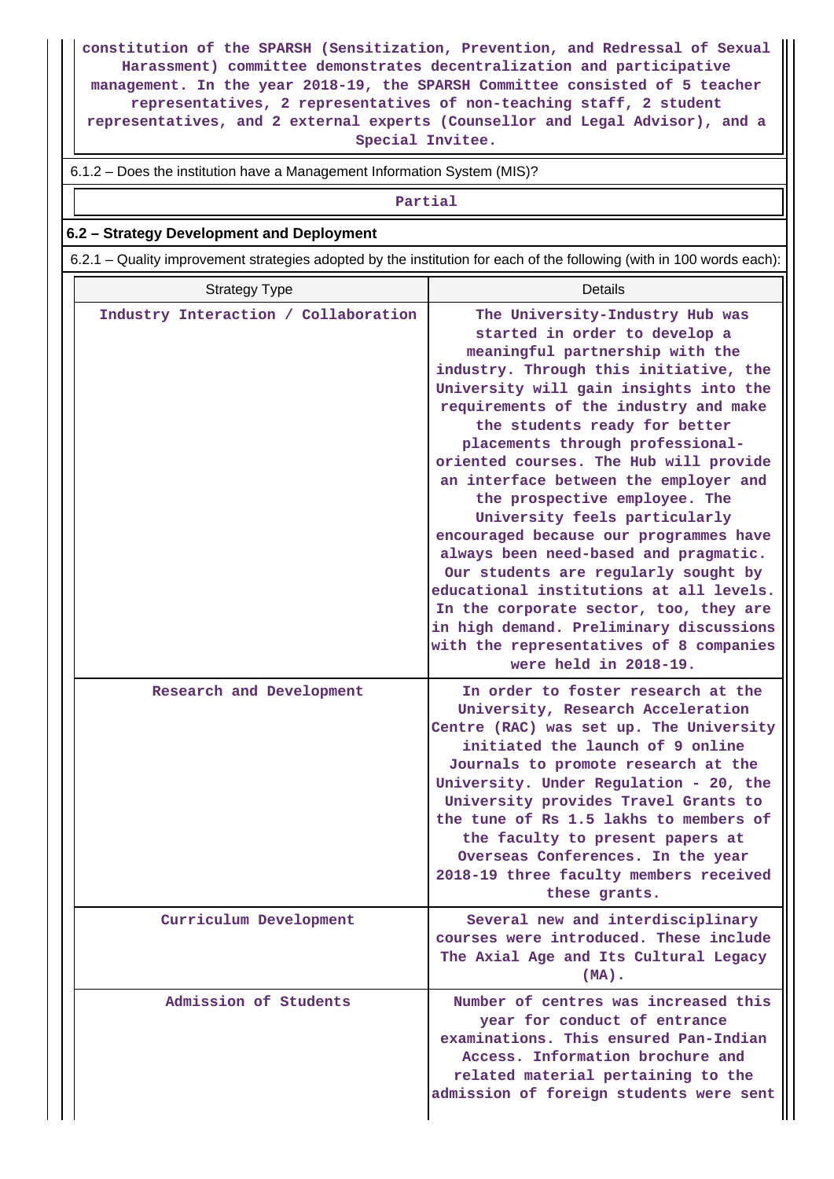constitution of the SPARSH (Sensitization, Prevention, and Redressal of Sexual Harassment) committee demonstrates decentralization and participative management. In the year 2018-19, the SPARSH Committee consisted of 5 teacher representatives, 2 representatives of non-teaching staff, 2 student representatives, and 2 external experts (Counsellor and Legal Advisor), and a Special Invitee.

6.1.2 – Does the institution have a Management Information System (MIS)?

Partial

## 6.2 – Strategy Development and Deployment

6.2.1 – Quality improvement strategies adopted by the institution for each of the following (with in 100 words each):

| Strategy Type | Details |
|---|---|
| Industry Interaction / Collaboration | The University-Industry Hub was started in order to develop a meaningful partnership with the industry. Through this initiative, the University will gain insights into the requirements of the industry and make the students ready for better placements through professional-oriented courses. The Hub will provide an interface between the employer and the prospective employee. The University feels particularly encouraged because our programmes have always been need-based and pragmatic. Our students are regularly sought by educational institutions at all levels. In the corporate sector, too, they are in high demand. Preliminary discussions with the representatives of 8 companies were held in 2018-19. |
| Research and Development | In order to foster research at the University, Research Acceleration Centre (RAC) was set up. The University initiated the launch of 9 online Journals to promote research at the University. Under Regulation - 20, the University provides Travel Grants to the tune of Rs 1.5 lakhs to members of the faculty to present papers at Overseas Conferences. In the year 2018-19 three faculty members received these grants. |
| Curriculum Development | Several new and interdisciplinary courses were introduced. These include The Axial Age and Its Cultural Legacy (MA). |
| Admission of Students | Number of centres was increased this year for conduct of entrance examinations. This ensured Pan-Indian Access. Information brochure and related material pertaining to the admission of foreign students were sent |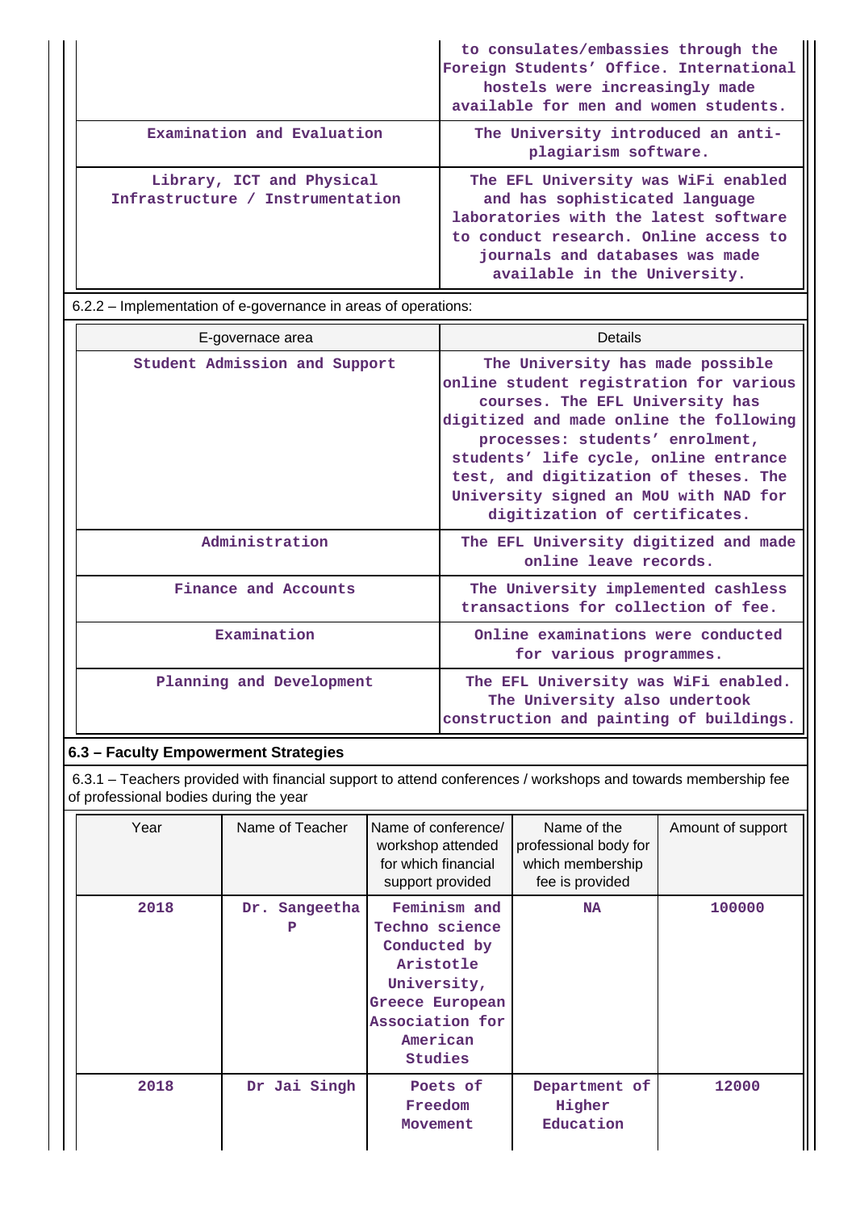| | |
|---|---|
| | to consulates/embassies through the Foreign Students' Office. International hostels were increasingly made available for men and women students. |
| Examination and Evaluation | The University introduced an anti-plagiarism software. |
| Library, ICT and Physical Infrastructure / Instrumentation | The EFL University was WiFi enabled and has sophisticated language laboratories with the latest software to conduct research. Online access to journals and databases was made available in the University. |

6.2.2 – Implementation of e-governance in areas of operations:

| E-governace area | Details |
|---|---|
| Student Admission and Support | The University has made possible online student registration for various courses. The EFL University has digitized and made online the following processes: students' enrolment, students' life cycle, online entrance test, and digitization of theses. The University signed an MoU with NAD for digitization of certificates. |
| Administration | The EFL University digitized and made online leave records. |
| Finance and Accounts | The University implemented cashless transactions for collection of fee. |
| Examination | Online examinations were conducted for various programmes. |
| Planning and Development | The EFL University was WiFi enabled. The University also undertook construction and painting of buildings. |

## 6.3 – Faculty Empowerment Strategies

6.3.1 – Teachers provided with financial support to attend conferences / workshops and towards membership fee of professional bodies during the year

| Year | Name of Teacher | Name of conference/ workshop attended for which financial support provided | Name of the professional body for which membership fee is provided | Amount of support |
|---|---|---|---|---|
| 2018 | Dr. Sangeetha P | Feminism and Techno science Conducted by Aristotle University, Greece European Association for American Studies | NA | 100000 |
| 2018 | Dr Jai Singh | Poets of Freedom Movement | Department of Higher Education | 12000 |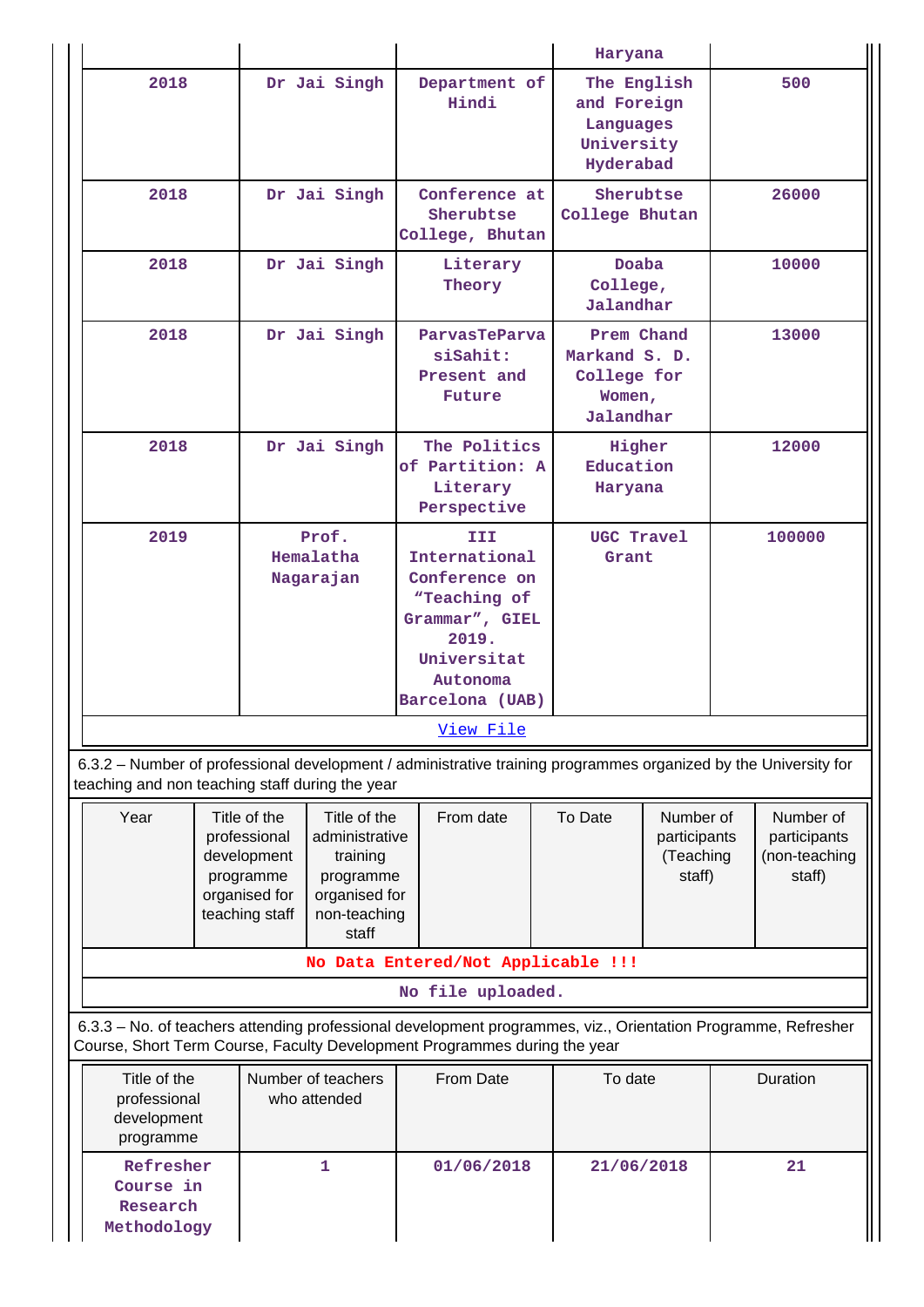| | | | Haryana | |
|---|---|---|---|---|
| 2018 | Dr Jai Singh | Department of Hindi | The English and Foreign Languages University Hyderabad | 500 |
| 2018 | Dr Jai Singh | Conference at Sherubtse College, Bhutan | Sherubtse College Bhutan | 26000 |
| 2018 | Dr Jai Singh | Literary Theory | Doaba College, Jalandhar | 10000 |
| 2018 | Dr Jai Singh | ParvasTeParva siSahit: Present and Future | Prem Chand Markand S. D. College for Women, Jalandhar | 13000 |
| 2018 | Dr Jai Singh | The Politics of Partition: A Literary Perspective | Higher Education Haryana | 12000 |
| 2019 | Prof. Hemalatha Nagarajan | III International Conference on "Teaching of Grammar", GIEL 2019. Universitat Autonoma Barcelona (UAB) | UGC Travel Grant | 100000 |

View File

6.3.2 – Number of professional development / administrative training programmes organized by the University for teaching and non teaching staff during the year

| Year | Title of the professional development programme organised for teaching staff | Title of the administrative training programme organised for non-teaching staff | From date | To Date | Number of participants (Teaching staff) | Number of participants (non-teaching staff) |
|---|---|---|---|---|---|---|
| No Data Entered/Not Applicable !!! | | | | | | |

No file uploaded.

6.3.3 – No. of teachers attending professional development programmes, viz., Orientation Programme, Refresher Course, Short Term Course, Faculty Development Programmes during the year

| Title of the professional development programme | Number of teachers who attended | From Date | To date | Duration |
|---|---|---|---|---|
| Refresher Course in Research Methodology | 1 | 01/06/2018 | 21/06/2018 | 21 |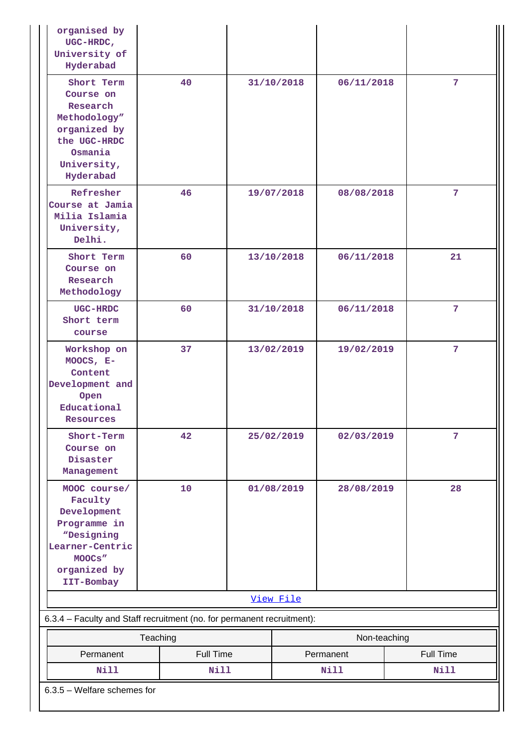| | | | | |
|---|---|---|---|---|
| organised by UGC-HRDC, University of Hyderabad | | | | |
| Short Term Course on Research Methodology" organized by the UGC-HRDC Osmania University, Hyderabad | 40 | 31/10/2018 | 06/11/2018 | 7 |
| Refresher Course at Jamia Milia Islamia University, Delhi. | 46 | 19/07/2018 | 08/08/2018 | 7 |
| Short Term Course on Research Methodology | 60 | 13/10/2018 | 06/11/2018 | 21 |
| UGC-HRDC Short term course | 60 | 31/10/2018 | 06/11/2018 | 7 |
| Workshop on MOOCS, E-Content Development and Open Educational Resources | 37 | 13/02/2019 | 19/02/2019 | 7 |
| Short-Term Course on Disaster Management | 42 | 25/02/2019 | 02/03/2019 | 7 |
| MOOC course/ Faculty Development Programme in "Designing Learner-Centric MOOCs" organized by IIT-Bombay | 10 | 01/08/2019 | 28/08/2019 | 28 |

View File

6.3.4 – Faculty and Staff recruitment (no. for permanent recruitment):

| Teaching | | Non-teaching | |
|---|---|---|---|
| Permanent | Full Time | Permanent | Full Time |
| Nill | Nill | Nill | Nill |

6.3.5 – Welfare schemes for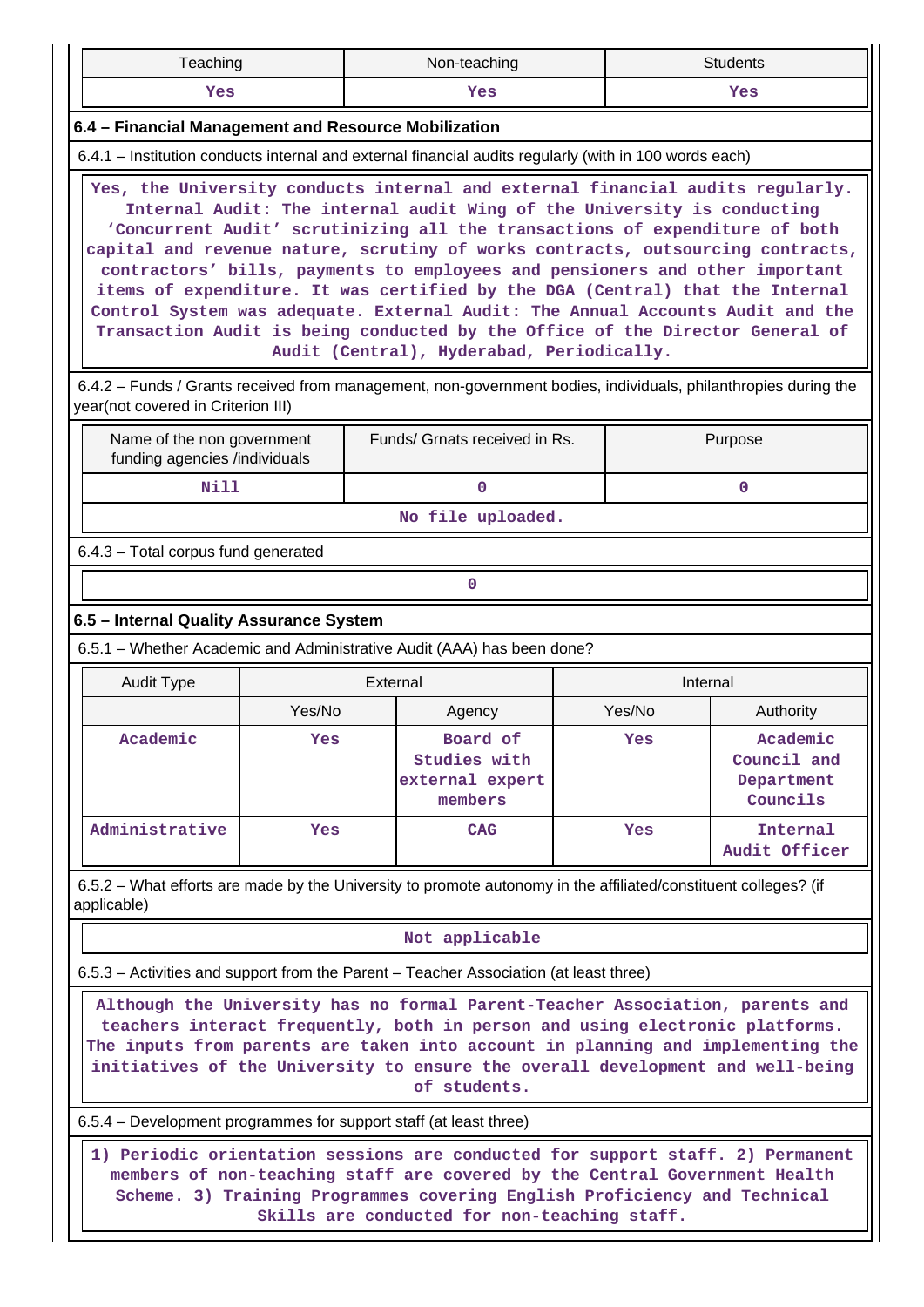| Teaching | Non-teaching | Students |
|---|---|---|
| Yes | Yes | Yes |

### 6.4 – Financial Management and Resource Mobilization

6.4.1 – Institution conducts internal and external financial audits regularly (with in 100 words each)

Yes, the University conducts internal and external financial audits regularly. Internal Audit: The internal audit Wing of the University is conducting 'Concurrent Audit' scrutinizing all the transactions of expenditure of both capital and revenue nature, scrutiny of works contracts, outsourcing contracts, contractors' bills, payments to employees and pensioners and other important items of expenditure. It was certified by the DGA (Central) that the Internal Control System was adequate. External Audit: The Annual Accounts Audit and the Transaction Audit is being conducted by the Office of the Director General of Audit (Central), Hyderabad, Periodically.

6.4.2 – Funds / Grants received from management, non-government bodies, individuals, philanthropies during the year(not covered in Criterion III)

| Name of the non government funding agencies /individuals | Funds/ Grnats received in Rs. | Purpose |
|---|---|---|
| Nill | 0 | 0 |

No file uploaded.

6.4.3 – Total corpus fund generated

0

### 6.5 – Internal Quality Assurance System

6.5.1 – Whether Academic and Administrative Audit (AAA) has been done?

| Audit Type | External | | Internal | |
|---|---|---|---|---|
| | Yes/No | Agency | Yes/No | Authority |
| Academic | Yes | Board of Studies with external expert members | Yes | Academic Council and Department Councils |
| Administrative | Yes | CAG | Yes | Internal Audit Officer |

6.5.2 – What efforts are made by the University to promote autonomy in the affiliated/constituent colleges? (if applicable)

Not applicable

6.5.3 – Activities and support from the Parent – Teacher Association (at least three)

Although the University has no formal Parent-Teacher Association, parents and teachers interact frequently, both in person and using electronic platforms. The inputs from parents are taken into account in planning and implementing the initiatives of the University to ensure the overall development and well-being of students.

6.5.4 – Development programmes for support staff (at least three)

1) Periodic orientation sessions are conducted for support staff. 2) Permanent members of non-teaching staff are covered by the Central Government Health Scheme. 3) Training Programmes covering English Proficiency and Technical Skills are conducted for non-teaching staff.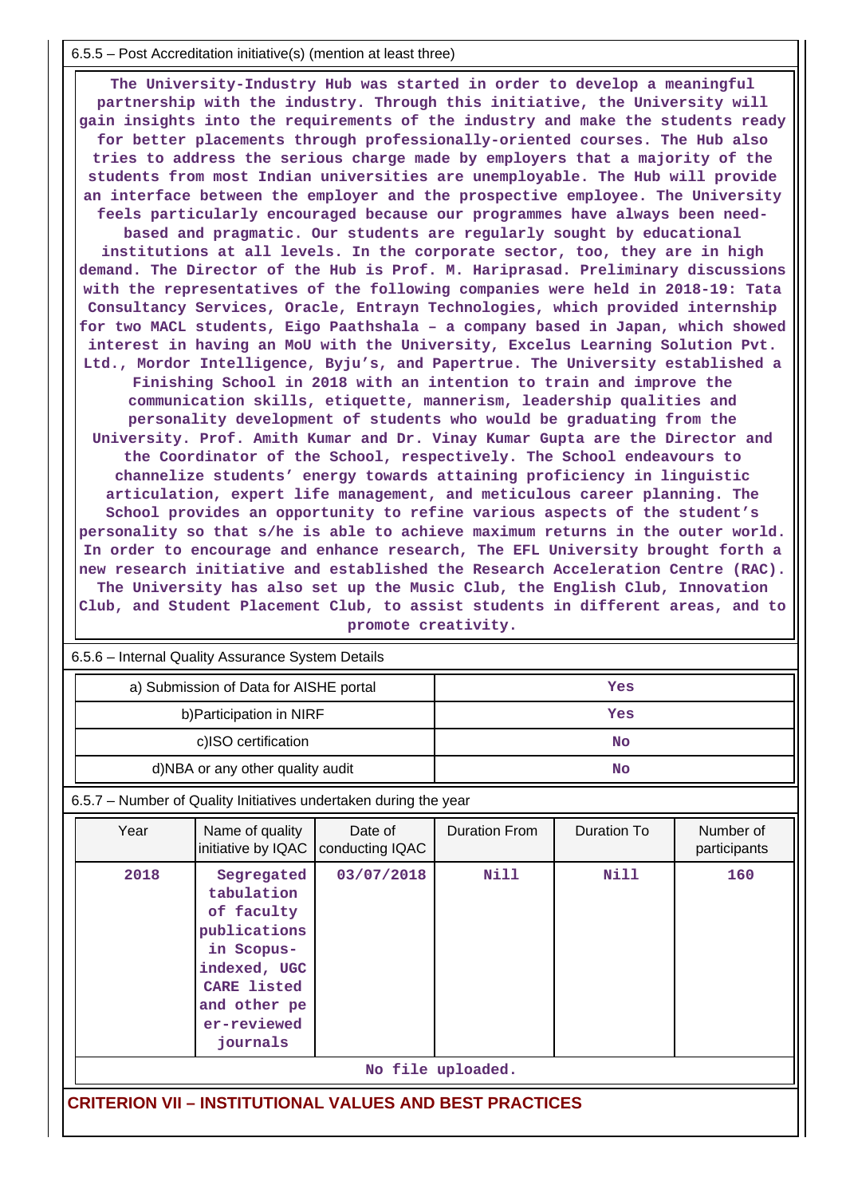6.5.5 – Post Accreditation initiative(s) (mention at least three)

**The University-Industry Hub was started in order to develop a meaningful partnership with the industry. Through this initiative, the University will gain insights into the requirements of the industry and make the students ready for better placements through professionally-oriented courses. The Hub also tries to address the serious charge made by employers that a majority of the students from most Indian universities are unemployable. The Hub will provide an interface between the employer and the prospective employee. The University feels particularly encouraged because our programmes have always been need-based and pragmatic. Our students are regularly sought by educational institutions at all levels. In the corporate sector, too, they are in high demand. The Director of the Hub is Prof. M. Hariprasad. Preliminary discussions with the representatives of the following companies were held in 2018-19: Tata Consultancy Services, Oracle, Entrayn Technologies, which provided internship for two MACL students, Eigo Paathshala – a company based in Japan, which showed interest in having an MoU with the University, Excelus Learning Solution Pvt. Ltd., Mordor Intelligence, Byju's, and Papertrue. The University established a Finishing School in 2018 with an intention to train and improve the communication skills, etiquette, mannerism, leadership qualities and personality development of students who would be graduating from the University. Prof. Amith Kumar and Dr. Vinay Kumar Gupta are the Director and the Coordinator of the School, respectively. The School endeavours to channelize students' energy towards attaining proficiency in linguistic articulation, expert life management, and meticulous career planning. The School provides an opportunity to refine various aspects of the student's personality so that s/he is able to achieve maximum returns in the outer world. In order to encourage and enhance research, The EFL University brought forth a new research initiative and established the Research Acceleration Centre (RAC). The University has also set up the Music Club, the English Club, Innovation Club, and Student Placement Club, to assist students in different areas, and to promote creativity.**

6.5.6 – Internal Quality Assurance System Details

| | |
|---|---|
| a) Submission of Data for AISHE portal | Yes |
| b)Participation in NIRF | Yes |
| c)ISO certification | No |
| d)NBA or any other quality audit | No |

6.5.7 – Number of Quality Initiatives undertaken during the year

| Year | Name of quality initiative by IQAC | Date of conducting IQAC | Duration From | Duration To | Number of participants |
|---|---|---|---|---|---|
| 2018 | Segregated tabulation of faculty publications in Scopus-indexed, UGC CARE listed and other peer-reviewed journals | 03/07/2018 | Nill | Nill | 160 |
| No file uploaded. | | | | | |

## CRITERION VII – INSTITUTIONAL VALUES AND BEST PRACTICES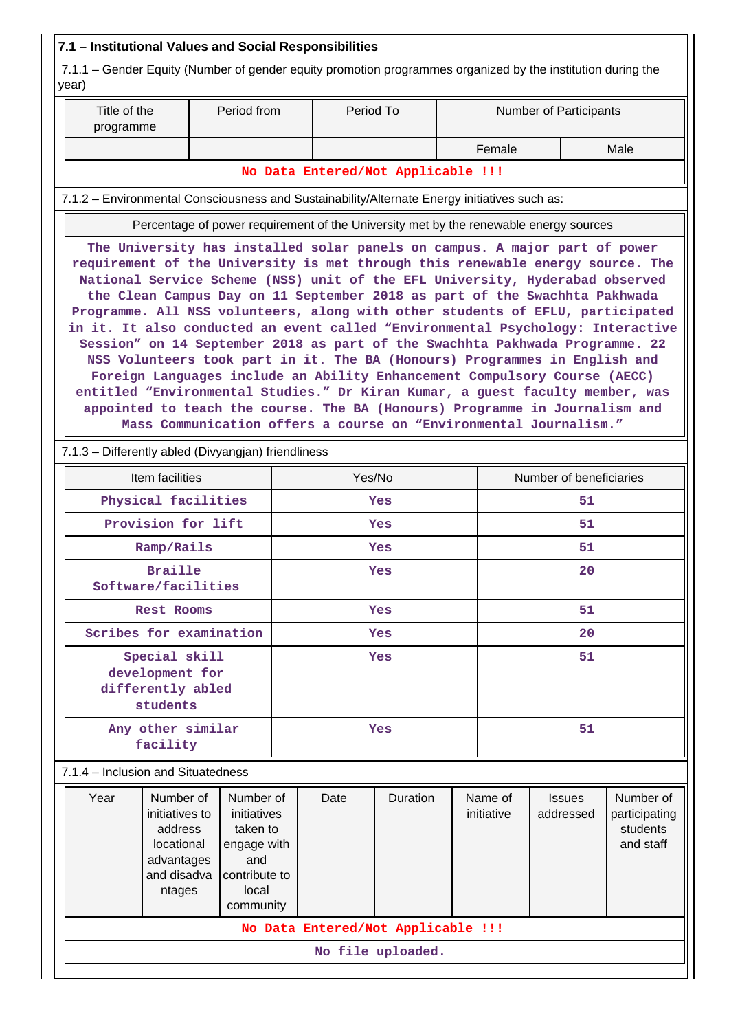## 7.1 – Institutional Values and Social Responsibilities

7.1.1 – Gender Equity (Number of gender equity promotion programmes organized by the institution during the year)

| Title of the programme | Period from | Period To | Number of Participants | |
|---|---|---|---|---|
| | | | Female | Male |
| No Data Entered/Not Applicable !!! | | | | |

7.1.2 – Environmental Consciousness and Sustainability/Alternate Energy initiatives such as:

| Percentage of power requirement of the University met by the renewable energy sources |
|---|
| The University has installed solar panels on campus. A major part of power requirement of the University is met through this renewable energy source. The National Service Scheme (NSS) unit of the EFL University, Hyderabad observed the Clean Campus Day on 11 September 2018 as part of the Swachhta Pakhwada Programme. All NSS volunteers, along with other students of EFLU, participated in it. It also conducted an event called "Environmental Psychology: Interactive Session" on 14 September 2018 as part of the Swachhta Pakhwada Programme. 22 NSS Volunteers took part in it. The BA (Honours) Programmes in English and Foreign Languages include an Ability Enhancement Compulsory Course (AECC) entitled "Environmental Studies." Dr Kiran Kumar, a guest faculty member, was appointed to teach the course. The BA (Honours) Programme in Journalism and Mass Communication offers a course on "Environmental Journalism." |

7.1.3 – Differently abled (Divyangjan) friendliness

| Item facilities | Yes/No | Number of beneficiaries |
|---|---|---|
| Physical facilities | Yes | 51 |
| Provision for lift | Yes | 51 |
| Ramp/Rails | Yes | 51 |
| Braille Software/facilities | Yes | 20 |
| Rest Rooms | Yes | 51 |
| Scribes for examination | Yes | 20 |
| Special skill development for differently abled students | Yes | 51 |
| Any other similar facility | Yes | 51 |

7.1.4 – Inclusion and Situatedness

| Year | Number of initiatives to address locational advantages and disadvantages | Number of initiatives taken to engage with and contribute to local community | Date | Duration | Name of initiative | Issues addressed | Number of participating students and staff |
|---|---|---|---|---|---|---|---|
| No Data Entered/Not Applicable !!! | | | | | | | |
| No file uploaded. | | | | | | | |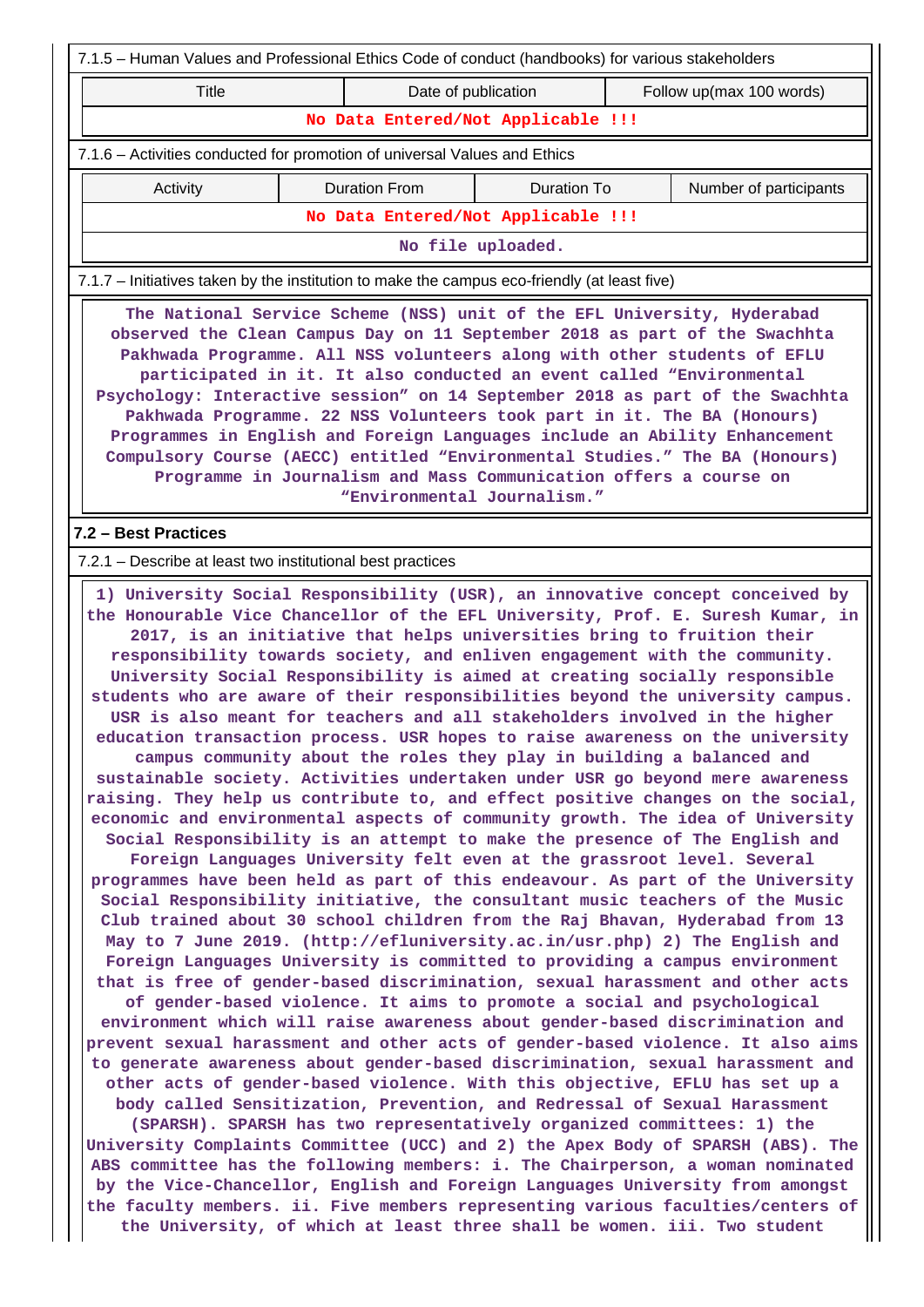7.1.5 – Human Values and Professional Ethics Code of conduct (handbooks) for various stakeholders

| Title | Date of publication | Follow up(max 100 words) |
|---|---|---|
| No Data Entered/Not Applicable !!! | | |

7.1.6 – Activities conducted for promotion of universal Values and Ethics

| Activity | Duration From | Duration To | Number of participants |
|---|---|---|---|
| No Data Entered/Not Applicable !!! | | | |

No file uploaded.

7.1.7 – Initiatives taken by the institution to make the campus eco-friendly (at least five)

The National Service Scheme (NSS) unit of the EFL University, Hyderabad observed the Clean Campus Day on 11 September 2018 as part of the Swachhta Pakhwada Programme. All NSS volunteers along with other students of EFLU participated in it. It also conducted an event called "Environmental Psychology: Interactive session" on 14 September 2018 as part of the Swachhta Pakhwada Programme. 22 NSS Volunteers took part in it. The BA (Honours) Programmes in English and Foreign Languages include an Ability Enhancement Compulsory Course (AECC) entitled "Environmental Studies." The BA (Honours) Programme in Journalism and Mass Communication offers a course on "Environmental Journalism."

## 7.2 – Best Practices

7.2.1 – Describe at least two institutional best practices

1) University Social Responsibility (USR), an innovative concept conceived by the Honourable Vice Chancellor of the EFL University, Prof. E. Suresh Kumar, in 2017, is an initiative that helps universities bring to fruition their responsibility towards society, and enliven engagement with the community. University Social Responsibility is aimed at creating socially responsible students who are aware of their responsibilities beyond the university campus. USR is also meant for teachers and all stakeholders involved in the higher education transaction process. USR hopes to raise awareness on the university campus community about the roles they play in building a balanced and sustainable society. Activities undertaken under USR go beyond mere awareness raising. They help us contribute to, and effect positive changes on the social, economic and environmental aspects of community growth. The idea of University Social Responsibility is an attempt to make the presence of The English and Foreign Languages University felt even at the grassroot level. Several programmes have been held as part of this endeavour. As part of the University Social Responsibility initiative, the consultant music teachers of the Music Club trained about 30 school children from the Raj Bhavan, Hyderabad from 13 May to 7 June 2019. (http://efluniversity.ac.in/usr.php) 2) The English and Foreign Languages University is committed to providing a campus environment that is free of gender-based discrimination, sexual harassment and other acts of gender-based violence. It aims to promote a social and psychological environment which will raise awareness about gender-based discrimination and prevent sexual harassment and other acts of gender-based violence. It also aims to generate awareness about gender-based discrimination, sexual harassment and other acts of gender-based violence. With this objective, EFLU has set up a body called Sensitization, Prevention, and Redressal of Sexual Harassment (SPARSH). SPARSH has two representatively organized committees: 1) the University Complaints Committee (UCC) and 2) the Apex Body of SPARSH (ABS). The ABS committee has the following members: i. The Chairperson, a woman nominated by the Vice-Chancellor, English and Foreign Languages University from amongst the faculty members. ii. Five members representing various faculties/centers of the University, of which at least three shall be women. iii. Two student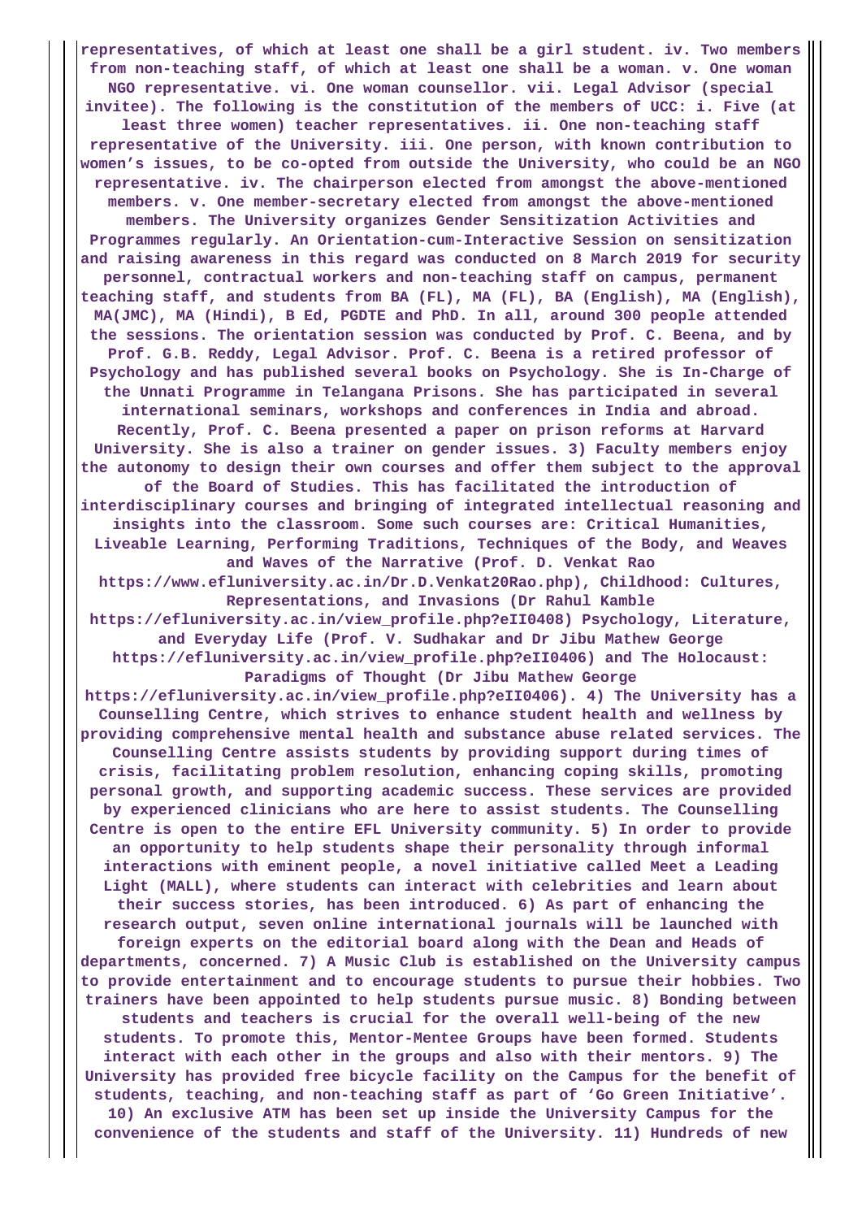**representatives, of which at least one shall be a girl student. iv. Two members from non-teaching staff, of which at least one shall be a woman. v. One woman NGO representative. vi. One woman counsellor. vii. Legal Advisor (special invitee). The following is the constitution of the members of UCC: i. Five (at least three women) teacher representatives. ii. One non-teaching staff representative of the University. iii. One person, with known contribution to women's issues, to be co-opted from outside the University, who could be an NGO representative. iv. The chairperson elected from amongst the above-mentioned members. v. One member-secretary elected from amongst the above-mentioned members. The University organizes Gender Sensitization Activities and Programmes regularly. An Orientation-cum-Interactive Session on sensitization and raising awareness in this regard was conducted on 8 March 2019 for security personnel, contractual workers and non-teaching staff on campus, permanent teaching staff, and students from BA (FL), MA (FL), BA (English), MA (English), MA(JMC), MA (Hindi), B Ed, PGDTE and PhD. In all, around 300 people attended the sessions. The orientation session was conducted by Prof. C. Beena, and by Prof. G.B. Reddy, Legal Advisor. Prof. C. Beena is a retired professor of Psychology and has published several books on Psychology. She is In-Charge of the Unnati Programme in Telangana Prisons. She has participated in several international seminars, workshops and conferences in India and abroad. Recently, Prof. C. Beena presented a paper on prison reforms at Harvard University. She is also a trainer on gender issues. 3) Faculty members enjoy the autonomy to design their own courses and offer them subject to the approval of the Board of Studies. This has facilitated the introduction of interdisciplinary courses and bringing of integrated intellectual reasoning and insights into the classroom. Some such courses are: Critical Humanities, Liveable Learning, Performing Traditions, Techniques of the Body, and Weaves and Waves of the Narrative (Prof. D. Venkat Rao https://www.efluniversity.ac.in/Dr.D.Venkat20Rao.php), Childhood: Cultures, Representations, and Invasions (Dr Rahul Kamble https://efluniversity.ac.in/view_profile.php?eII0408) Psychology, Literature, and Everyday Life (Prof. V. Sudhakar and Dr Jibu Mathew George https://efluniversity.ac.in/view_profile.php?eII0406) and The Holocaust: Paradigms of Thought (Dr Jibu Mathew George https://efluniversity.ac.in/view_profile.php?eII0406). 4) The University has a Counselling Centre, which strives to enhance student health and wellness by providing comprehensive mental health and substance abuse related services. The Counselling Centre assists students by providing support during times of crisis, facilitating problem resolution, enhancing coping skills, promoting personal growth, and supporting academic success. These services are provided by experienced clinicians who are here to assist students. The Counselling Centre is open to the entire EFL University community. 5) In order to provide an opportunity to help students shape their personality through informal interactions with eminent people, a novel initiative called Meet a Leading Light (MALL), where students can interact with celebrities and learn about their success stories, has been introduced. 6) As part of enhancing the research output, seven online international journals will be launched with foreign experts on the editorial board along with the Dean and Heads of departments, concerned. 7) A Music Club is established on the University campus to provide entertainment and to encourage students to pursue their hobbies. Two trainers have been appointed to help students pursue music. 8) Bonding between students and teachers is crucial for the overall well-being of the new students. To promote this, Mentor-Mentee Groups have been formed. Students interact with each other in the groups and also with their mentors. 9) The University has provided free bicycle facility on the Campus for the benefit of students, teaching, and non-teaching staff as part of 'Go Green Initiative'. 10) An exclusive ATM has been set up inside the University Campus for the convenience of the students and staff of the University. 11) Hundreds of new**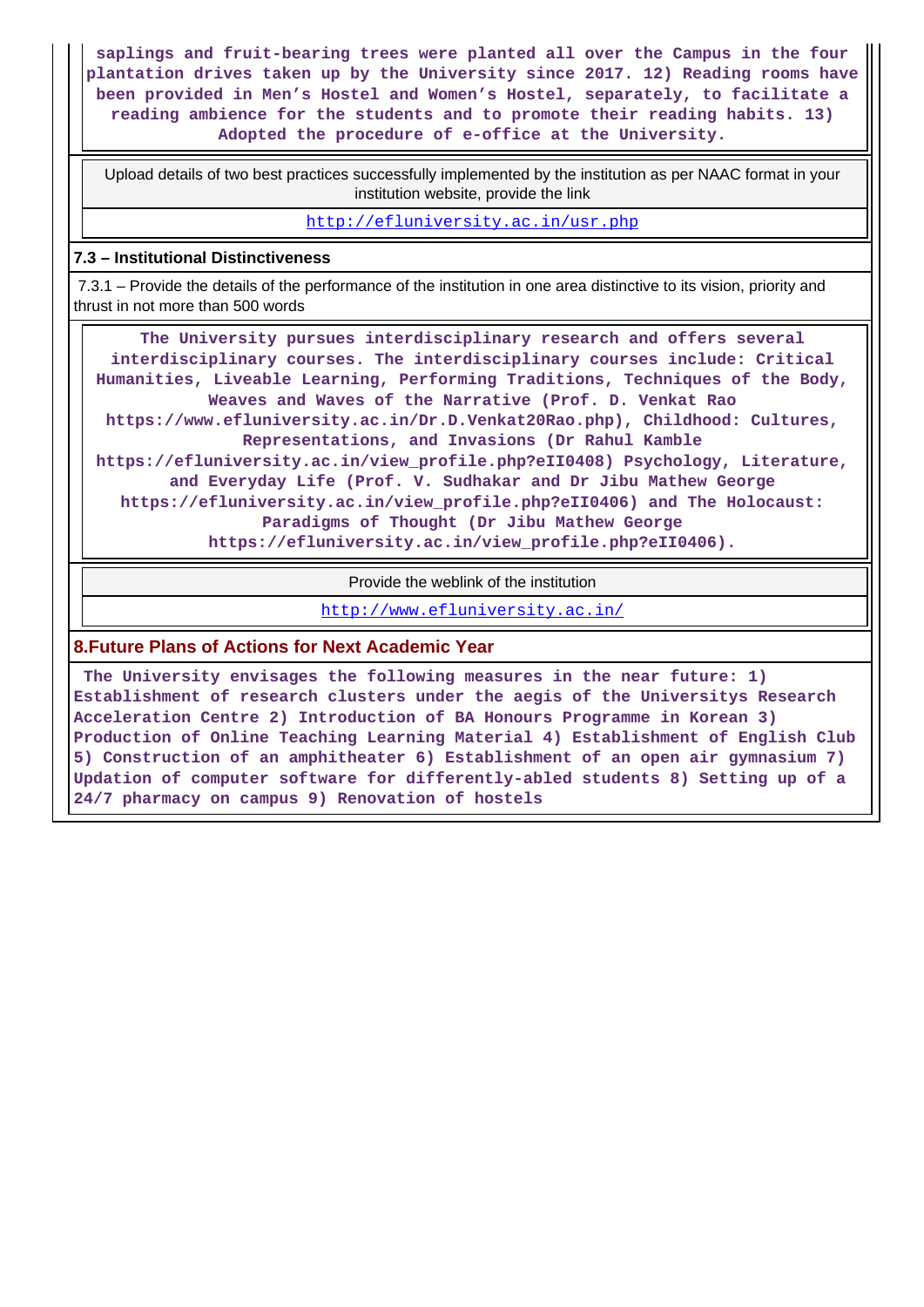saplings and fruit-bearing trees were planted all over the Campus in the four plantation drives taken up by the University since 2017. 12) Reading rooms have been provided in Men's Hostel and Women's Hostel, separately, to facilitate a reading ambience for the students and to promote their reading habits. 13) Adopted the procedure of e-office at the University.

| Upload details of two best practices successfully implemented by the institution as per NAAC format in your institution website, provide the link |
|---|
| http://efluniversity.ac.in/usr.php |

**7.3 – Institutional Distinctiveness**

7.3.1 – Provide the details of the performance of the institution in one area distinctive to its vision, priority and thrust in not more than 500 words

The University pursues interdisciplinary research and offers several interdisciplinary courses. The interdisciplinary courses include: Critical Humanities, Liveable Learning, Performing Traditions, Techniques of the Body, Weaves and Waves of the Narrative (Prof. D. Venkat Rao https://www.efluniversity.ac.in/Dr.D.Venkat20Rao.php), Childhood: Cultures, Representations, and Invasions (Dr Rahul Kamble https://efluniversity.ac.in/view_profile.php?eII0408) Psychology, Literature, and Everyday Life (Prof. V. Sudhakar and Dr Jibu Mathew George https://efluniversity.ac.in/view_profile.php?eII0406) and The Holocaust: Paradigms of Thought (Dr Jibu Mathew George https://efluniversity.ac.in/view_profile.php?eII0406).

| Provide the weblink of the institution |
|---|
| http://www.efluniversity.ac.in/ |

## 8.Future Plans of Actions for Next Academic Year

The University envisages the following measures in the near future: 1) Establishment of research clusters under the aegis of the Universitys Research Acceleration Centre 2) Introduction of BA Honours Programme in Korean 3) Production of Online Teaching Learning Material 4) Establishment of English Club 5) Construction of an amphitheater 6) Establishment of an open air gymnasium 7) Updation of computer software for differently-abled students 8) Setting up of a 24/7 pharmacy on campus 9) Renovation of hostels